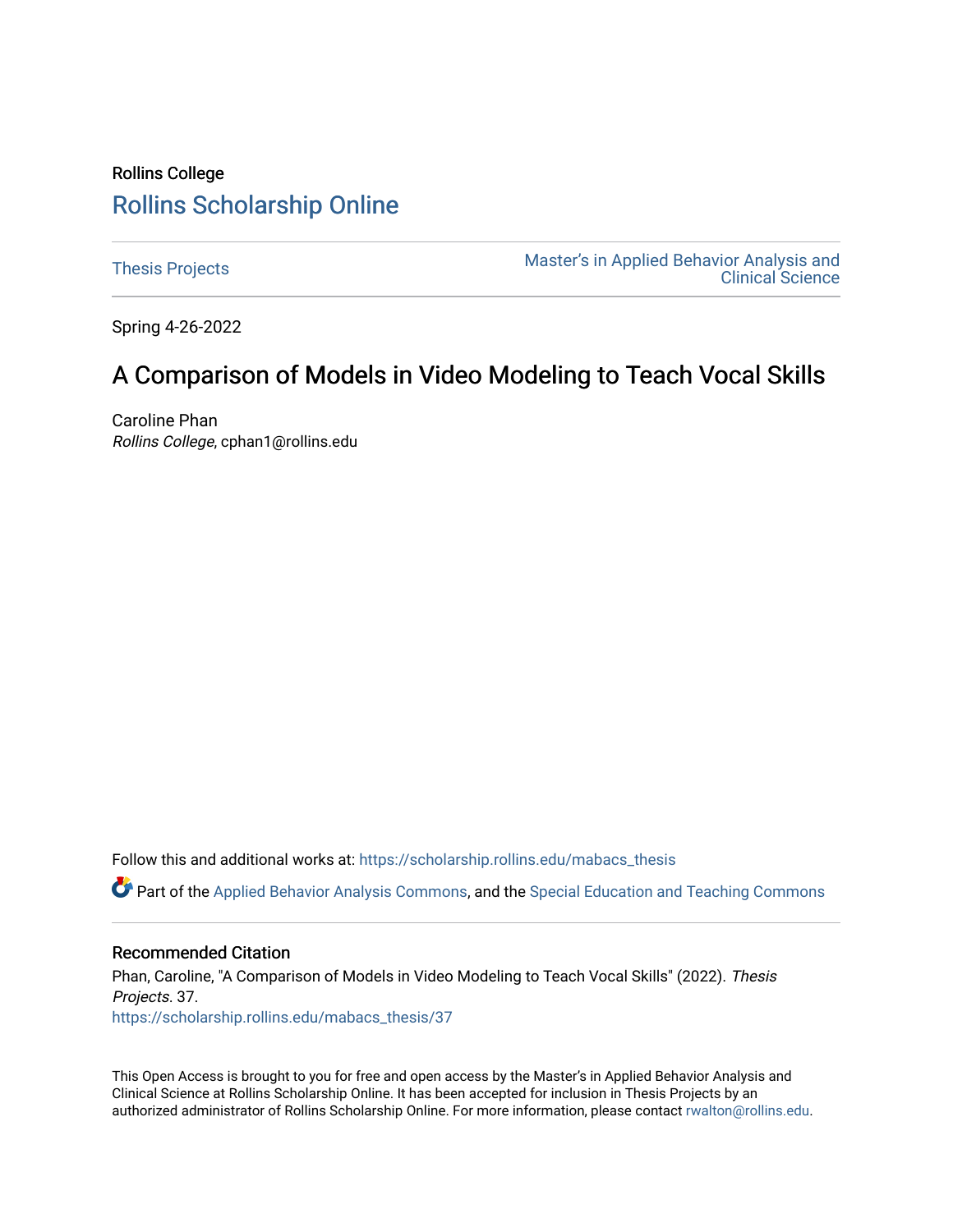Rollins College

# Rollins Scholarship Online

Thesis Projects

Master's in Applied Behavior Analysis and Clinical Science

Spring 4-26-2022

## A Comparison of Models in Video Modeling to Teach Vocal Skills

Caroline Phan
*Rollins College*, cphan1@rollins.edu

Follow this and additional works at: https://scholarship.rollins.edu/mabacs_thesis

Part of the Applied Behavior Analysis Commons, and the Special Education and Teaching Commons

### Recommended Citation

Phan, Caroline, "A Comparison of Models in Video Modeling to Teach Vocal Skills" (2022). *Thesis Projects*. 37.
https://scholarship.rollins.edu/mabacs_thesis/37

This Open Access is brought to you for free and open access by the Master's in Applied Behavior Analysis and Clinical Science at Rollins Scholarship Online. It has been accepted for inclusion in Thesis Projects by an authorized administrator of Rollins Scholarship Online. For more information, please contact rwalton@rollins.edu.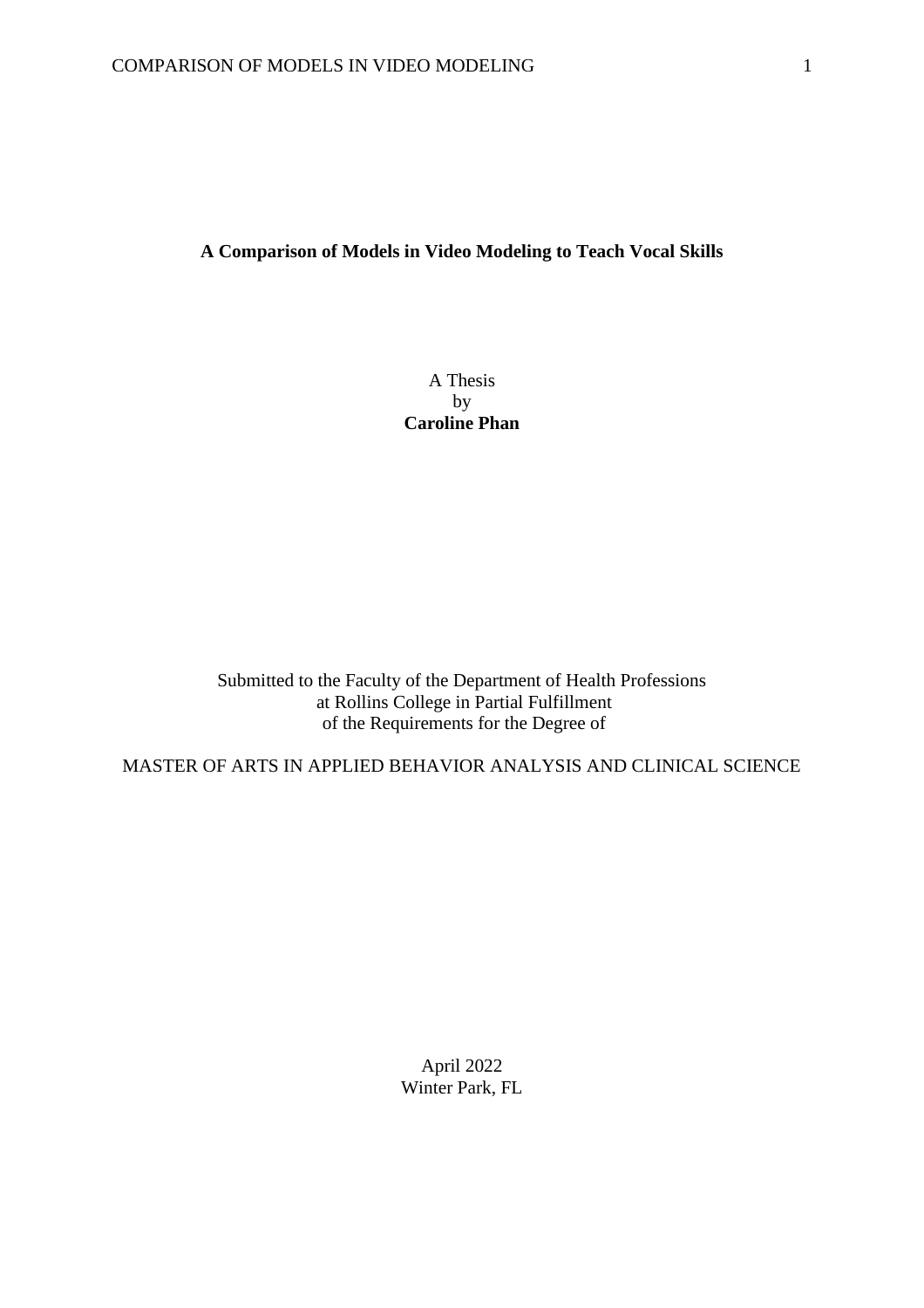**A Comparison of Models in Video Modeling to Teach Vocal Skills**

A Thesis
by
**Caroline Phan**

Submitted to the Faculty of the Department of Health Professions
at Rollins College in Partial Fulfillment
of the Requirements for the Degree of

MASTER OF ARTS IN APPLIED BEHAVIOR ANALYSIS AND CLINICAL SCIENCE

April 2022
Winter Park, FL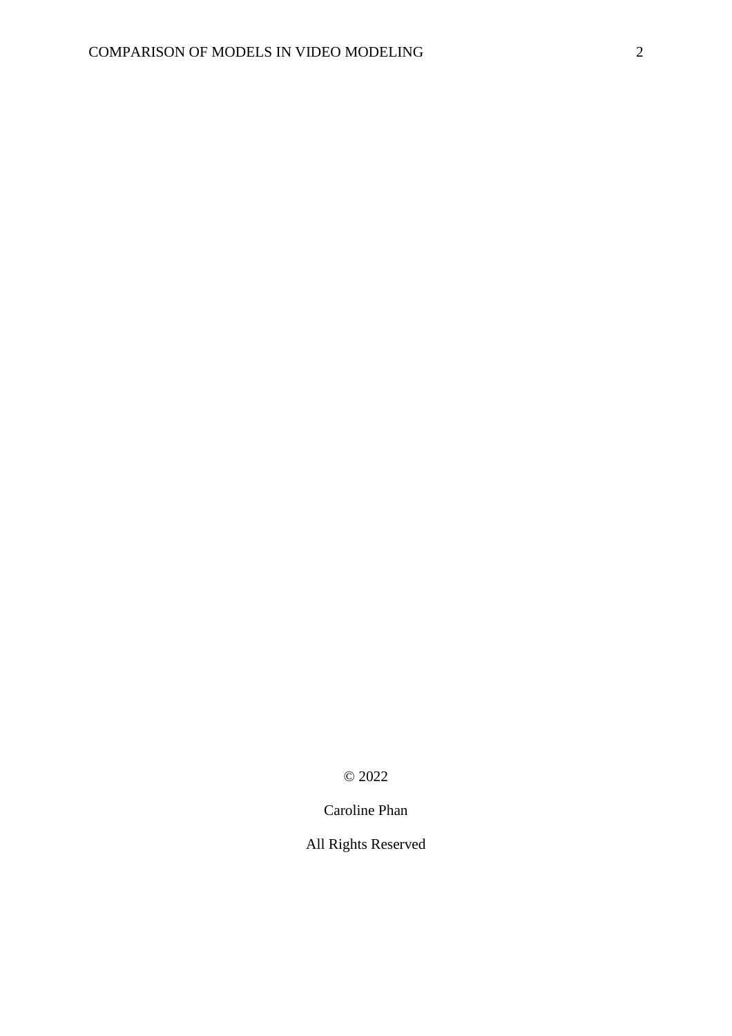© 2022

Caroline Phan

All Rights Reserved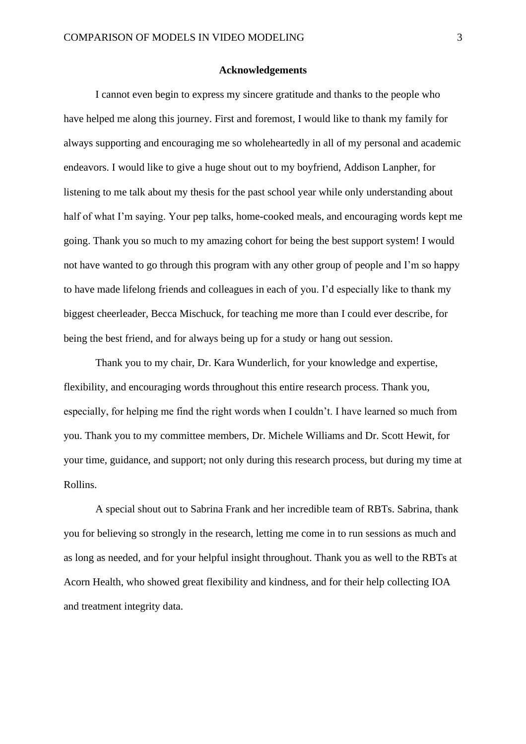## Acknowledgements

I cannot even begin to express my sincere gratitude and thanks to the people who have helped me along this journey. First and foremost, I would like to thank my family for always supporting and encouraging me so wholeheartedly in all of my personal and academic endeavors. I would like to give a huge shout out to my boyfriend, Addison Lanpher, for listening to me talk about my thesis for the past school year while only understanding about half of what I'm saying. Your pep talks, home-cooked meals, and encouraging words kept me going. Thank you so much to my amazing cohort for being the best support system! I would not have wanted to go through this program with any other group of people and I'm so happy to have made lifelong friends and colleagues in each of you. I'd especially like to thank my biggest cheerleader, Becca Mischuck, for teaching me more than I could ever describe, for being the best friend, and for always being up for a study or hang out session.

Thank you to my chair, Dr. Kara Wunderlich, for your knowledge and expertise, flexibility, and encouraging words throughout this entire research process. Thank you, especially, for helping me find the right words when I couldn't. I have learned so much from you. Thank you to my committee members, Dr. Michele Williams and Dr. Scott Hewit, for your time, guidance, and support; not only during this research process, but during my time at Rollins.

A special shout out to Sabrina Frank and her incredible team of RBTs. Sabrina, thank you for believing so strongly in the research, letting me come in to run sessions as much and as long as needed, and for your helpful insight throughout. Thank you as well to the RBTs at Acorn Health, who showed great flexibility and kindness, and for their help collecting IOA and treatment integrity data.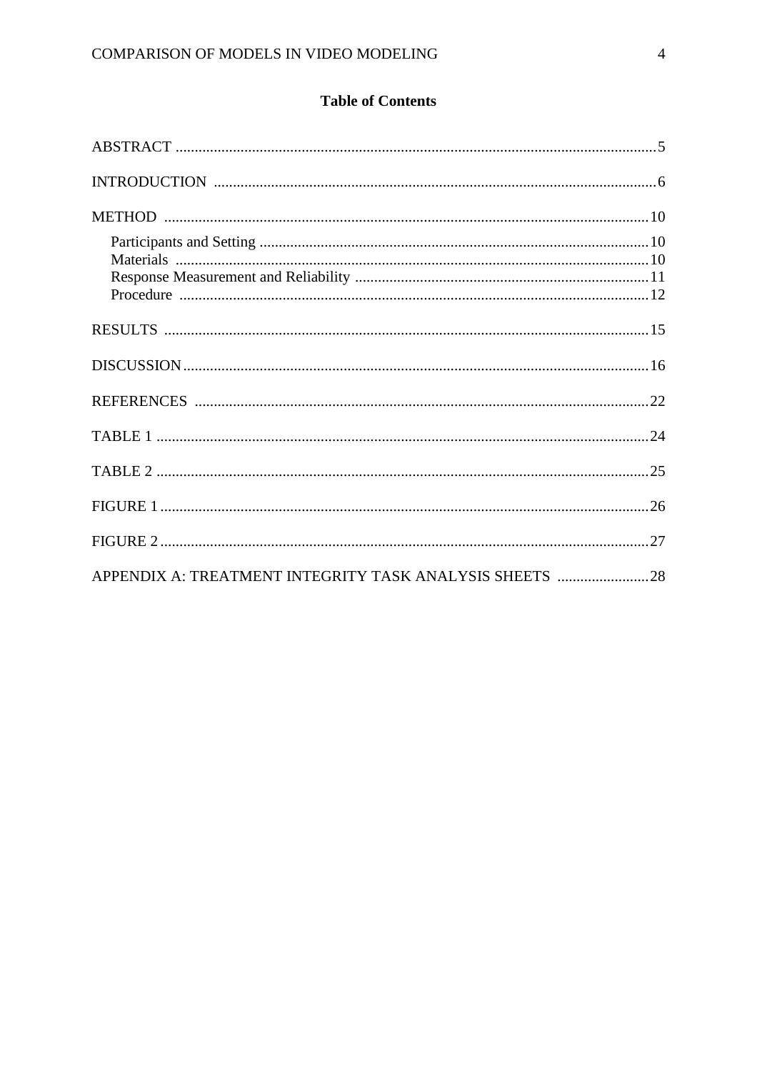## Table of Contents

ABSTRACT .......................................................................................................................... 5

INTRODUCTION .................................................................................................................. 6

METHOD ............................................................................................................................ 10

- Participants and Setting ................................................................................................. 10
- Materials ......................................................................................................................... 10
- Response Measurement and Reliability ........................................................................... 11
- Procedure ........................................................................................................................ 12

RESULTS ............................................................................................................................ 15

DISCUSSION ........................................................................................................................ 16

REFERENCES ...................................................................................................................... 22

TABLE 1 .............................................................................................................................. 24

TABLE 2 .............................................................................................................................. 25

FIGURE 1 ............................................................................................................................. 26

FIGURE 2 ............................................................................................................................. 27

APPENDIX A: TREATMENT INTEGRITY TASK ANALYSIS SHEETS .......................... 28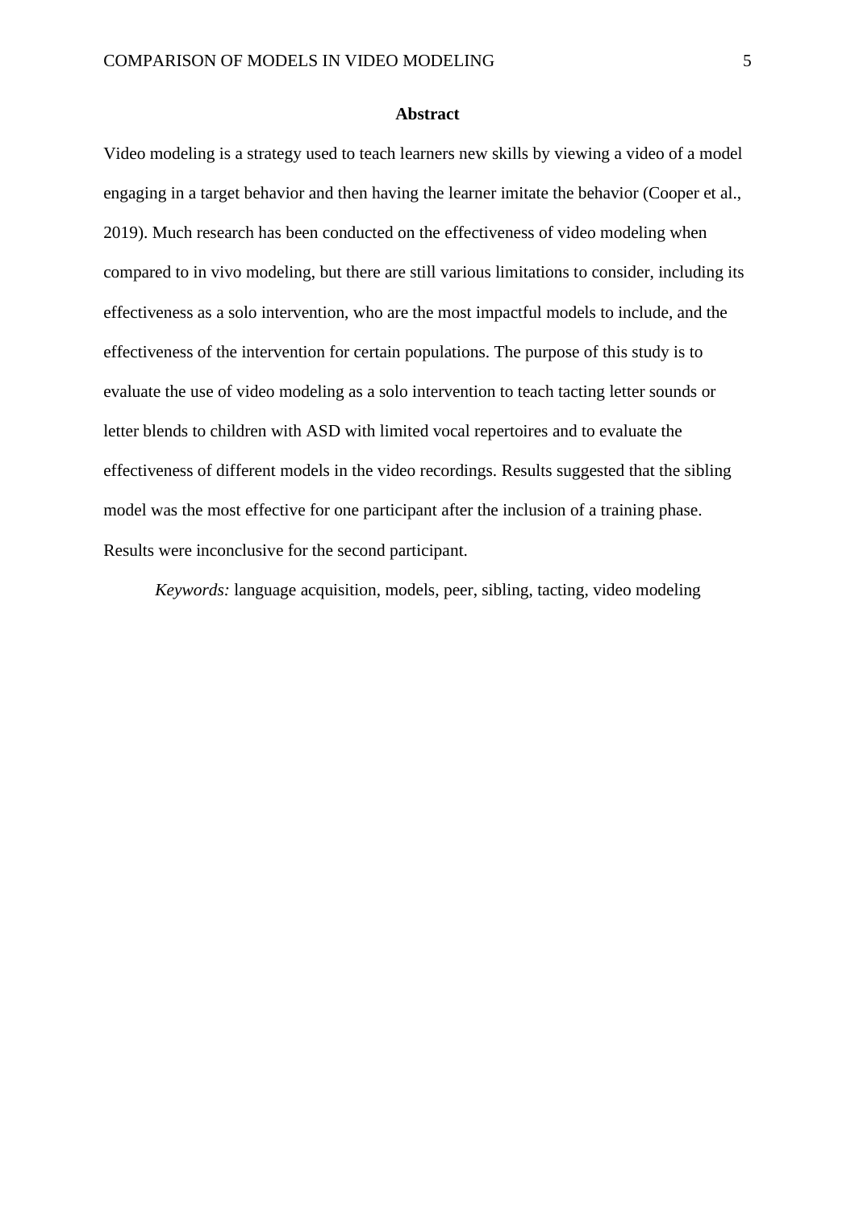## Abstract

Video modeling is a strategy used to teach learners new skills by viewing a video of a model engaging in a target behavior and then having the learner imitate the behavior (Cooper et al., 2019). Much research has been conducted on the effectiveness of video modeling when compared to in vivo modeling, but there are still various limitations to consider, including its effectiveness as a solo intervention, who are the most impactful models to include, and the effectiveness of the intervention for certain populations. The purpose of this study is to evaluate the use of video modeling as a solo intervention to teach tacting letter sounds or letter blends to children with ASD with limited vocal repertoires and to evaluate the effectiveness of different models in the video recordings. Results suggested that the sibling model was the most effective for one participant after the inclusion of a training phase. Results were inconclusive for the second participant.

*Keywords:* language acquisition, models, peer, sibling, tacting, video modeling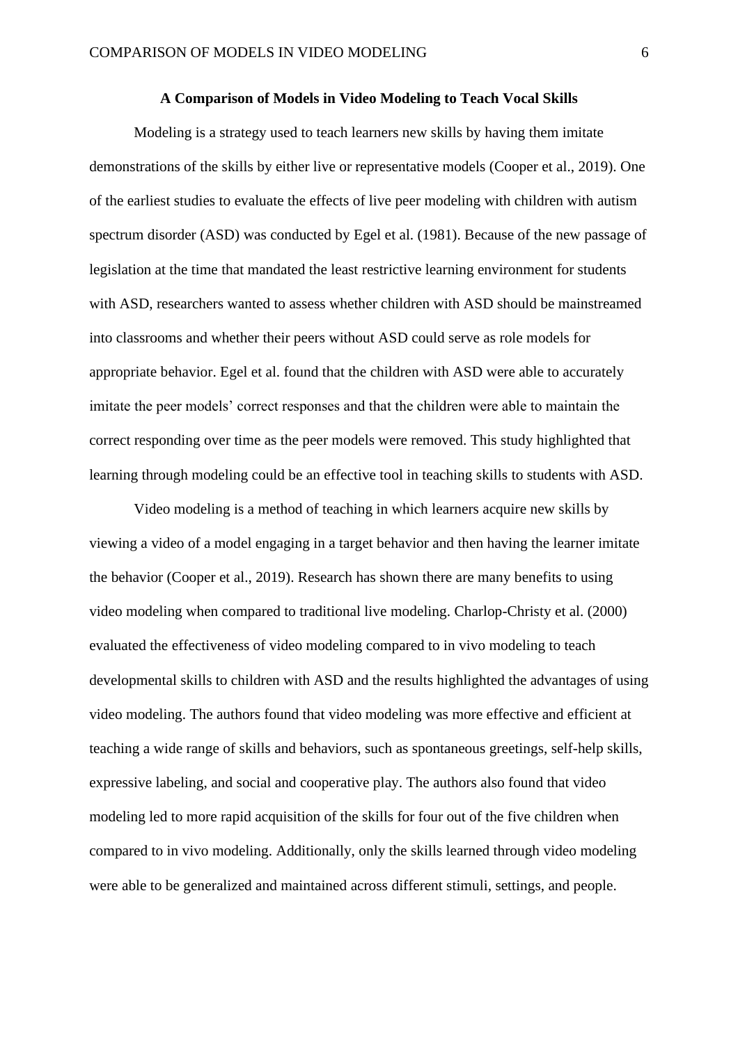## A Comparison of Models in Video Modeling to Teach Vocal Skills

Modeling is a strategy used to teach learners new skills by having them imitate demonstrations of the skills by either live or representative models (Cooper et al., 2019). One of the earliest studies to evaluate the effects of live peer modeling with children with autism spectrum disorder (ASD) was conducted by Egel et al. (1981). Because of the new passage of legislation at the time that mandated the least restrictive learning environment for students with ASD, researchers wanted to assess whether children with ASD should be mainstreamed into classrooms and whether their peers without ASD could serve as role models for appropriate behavior. Egel et al. found that the children with ASD were able to accurately imitate the peer models' correct responses and that the children were able to maintain the correct responding over time as the peer models were removed. This study highlighted that learning through modeling could be an effective tool in teaching skills to students with ASD.

Video modeling is a method of teaching in which learners acquire new skills by viewing a video of a model engaging in a target behavior and then having the learner imitate the behavior (Cooper et al., 2019). Research has shown there are many benefits to using video modeling when compared to traditional live modeling. Charlop-Christy et al. (2000) evaluated the effectiveness of video modeling compared to in vivo modeling to teach developmental skills to children with ASD and the results highlighted the advantages of using video modeling. The authors found that video modeling was more effective and efficient at teaching a wide range of skills and behaviors, such as spontaneous greetings, self-help skills, expressive labeling, and social and cooperative play. The authors also found that video modeling led to more rapid acquisition of the skills for four out of the five children when compared to in vivo modeling. Additionally, only the skills learned through video modeling were able to be generalized and maintained across different stimuli, settings, and people.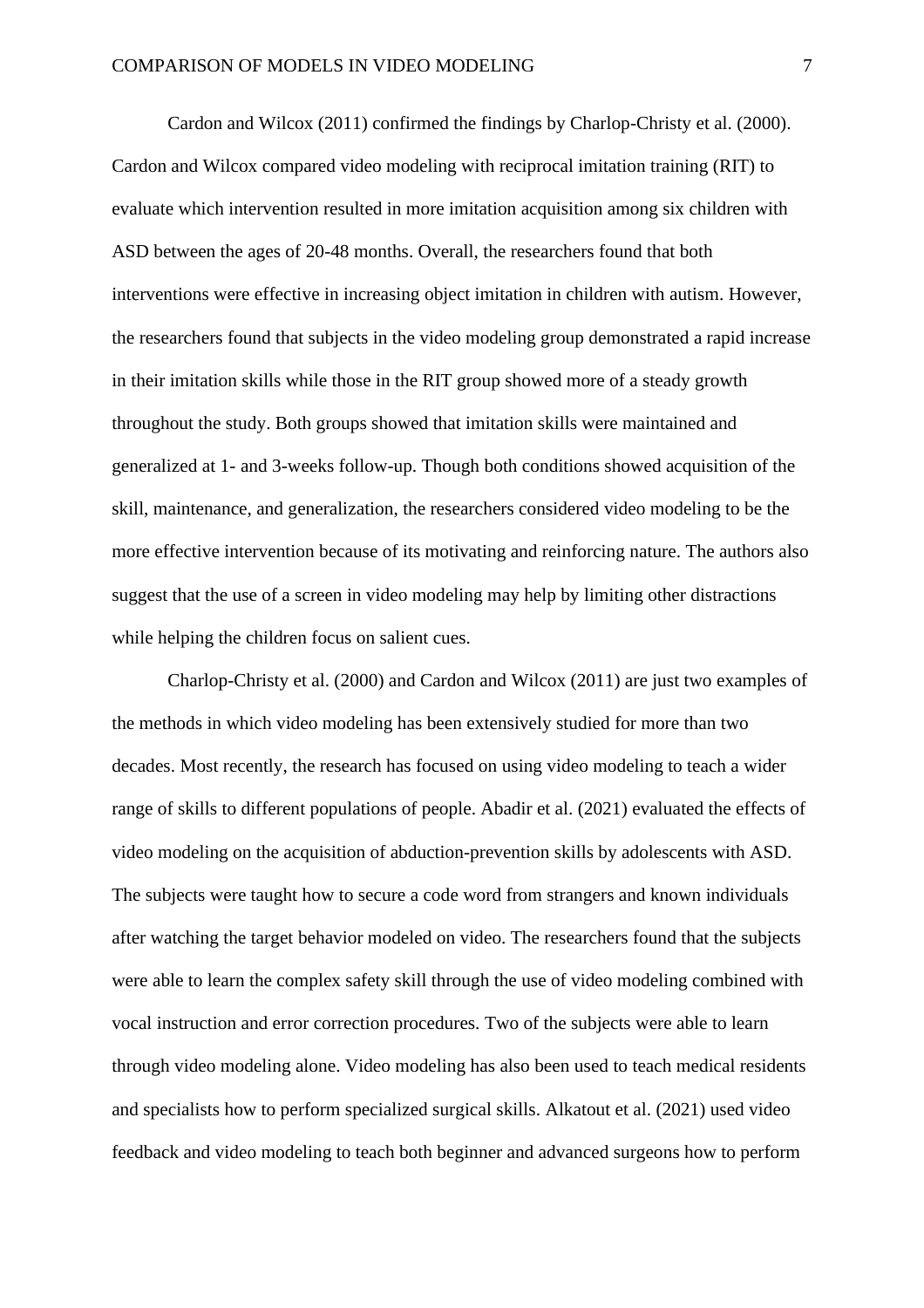Cardon and Wilcox (2011) confirmed the findings by Charlop-Christy et al. (2000). Cardon and Wilcox compared video modeling with reciprocal imitation training (RIT) to evaluate which intervention resulted in more imitation acquisition among six children with ASD between the ages of 20-48 months. Overall, the researchers found that both interventions were effective in increasing object imitation in children with autism. However, the researchers found that subjects in the video modeling group demonstrated a rapid increase in their imitation skills while those in the RIT group showed more of a steady growth throughout the study. Both groups showed that imitation skills were maintained and generalized at 1- and 3-weeks follow-up. Though both conditions showed acquisition of the skill, maintenance, and generalization, the researchers considered video modeling to be the more effective intervention because of its motivating and reinforcing nature. The authors also suggest that the use of a screen in video modeling may help by limiting other distractions while helping the children focus on salient cues.

Charlop-Christy et al. (2000) and Cardon and Wilcox (2011) are just two examples of the methods in which video modeling has been extensively studied for more than two decades. Most recently, the research has focused on using video modeling to teach a wider range of skills to different populations of people. Abadir et al. (2021) evaluated the effects of video modeling on the acquisition of abduction-prevention skills by adolescents with ASD. The subjects were taught how to secure a code word from strangers and known individuals after watching the target behavior modeled on video. The researchers found that the subjects were able to learn the complex safety skill through the use of video modeling combined with vocal instruction and error correction procedures. Two of the subjects were able to learn through video modeling alone. Video modeling has also been used to teach medical residents and specialists how to perform specialized surgical skills. Alkatout et al. (2021) used video feedback and video modeling to teach both beginner and advanced surgeons how to perform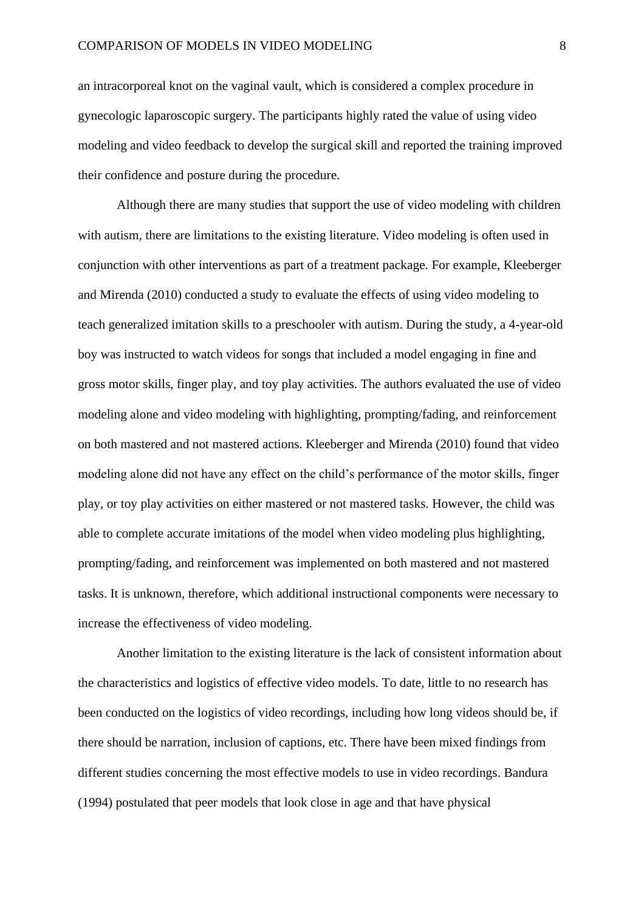an intracorporeal knot on the vaginal vault, which is considered a complex procedure in gynecologic laparoscopic surgery. The participants highly rated the value of using video modeling and video feedback to develop the surgical skill and reported the training improved their confidence and posture during the procedure.

Although there are many studies that support the use of video modeling with children with autism, there are limitations to the existing literature. Video modeling is often used in conjunction with other interventions as part of a treatment package. For example, Kleeberger and Mirenda (2010) conducted a study to evaluate the effects of using video modeling to teach generalized imitation skills to a preschooler with autism. During the study, a 4-year-old boy was instructed to watch videos for songs that included a model engaging in fine and gross motor skills, finger play, and toy play activities. The authors evaluated the use of video modeling alone and video modeling with highlighting, prompting/fading, and reinforcement on both mastered and not mastered actions. Kleeberger and Mirenda (2010) found that video modeling alone did not have any effect on the child's performance of the motor skills, finger play, or toy play activities on either mastered or not mastered tasks. However, the child was able to complete accurate imitations of the model when video modeling plus highlighting, prompting/fading, and reinforcement was implemented on both mastered and not mastered tasks. It is unknown, therefore, which additional instructional components were necessary to increase the effectiveness of video modeling.

Another limitation to the existing literature is the lack of consistent information about the characteristics and logistics of effective video models. To date, little to no research has been conducted on the logistics of video recordings, including how long videos should be, if there should be narration, inclusion of captions, etc. There have been mixed findings from different studies concerning the most effective models to use in video recordings. Bandura (1994) postulated that peer models that look close in age and that have physical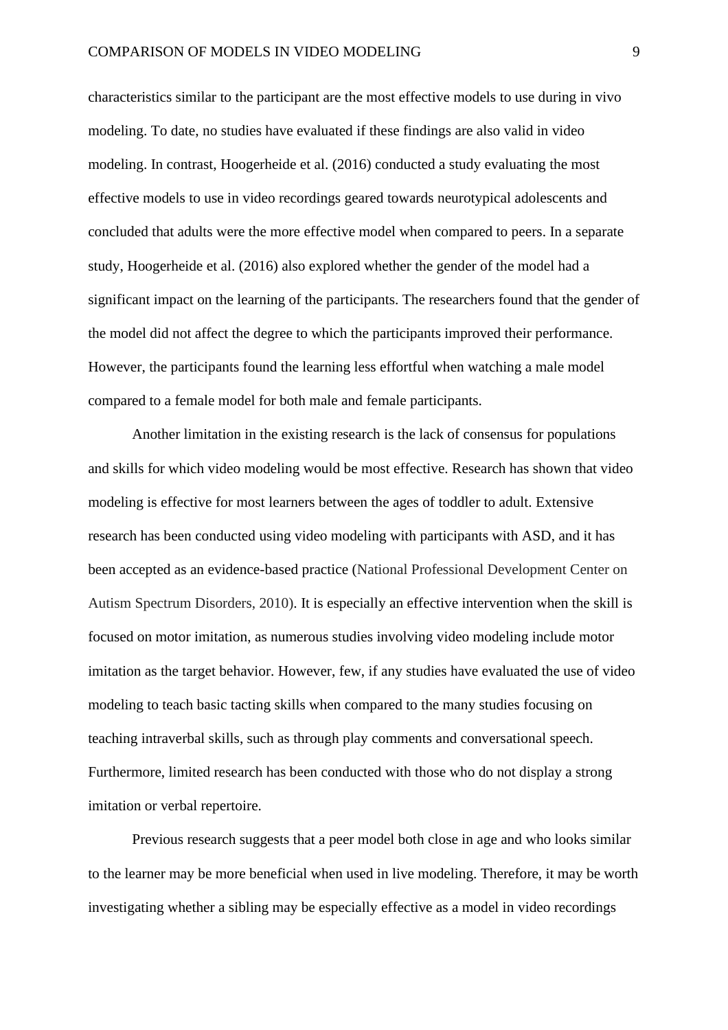characteristics similar to the participant are the most effective models to use during in vivo modeling. To date, no studies have evaluated if these findings are also valid in video modeling. In contrast, Hoogerheide et al. (2016) conducted a study evaluating the most effective models to use in video recordings geared towards neurotypical adolescents and concluded that adults were the more effective model when compared to peers. In a separate study, Hoogerheide et al. (2016) also explored whether the gender of the model had a significant impact on the learning of the participants. The researchers found that the gender of the model did not affect the degree to which the participants improved their performance. However, the participants found the learning less effortful when watching a male model compared to a female model for both male and female participants.

Another limitation in the existing research is the lack of consensus for populations and skills for which video modeling would be most effective. Research has shown that video modeling is effective for most learners between the ages of toddler to adult. Extensive research has been conducted using video modeling with participants with ASD, and it has been accepted as an evidence-based practice (National Professional Development Center on Autism Spectrum Disorders, 2010). It is especially an effective intervention when the skill is focused on motor imitation, as numerous studies involving video modeling include motor imitation as the target behavior. However, few, if any studies have evaluated the use of video modeling to teach basic tacting skills when compared to the many studies focusing on teaching intraverbal skills, such as through play comments and conversational speech. Furthermore, limited research has been conducted with those who do not display a strong imitation or verbal repertoire.

Previous research suggests that a peer model both close in age and who looks similar to the learner may be more beneficial when used in live modeling. Therefore, it may be worth investigating whether a sibling may be especially effective as a model in video recordings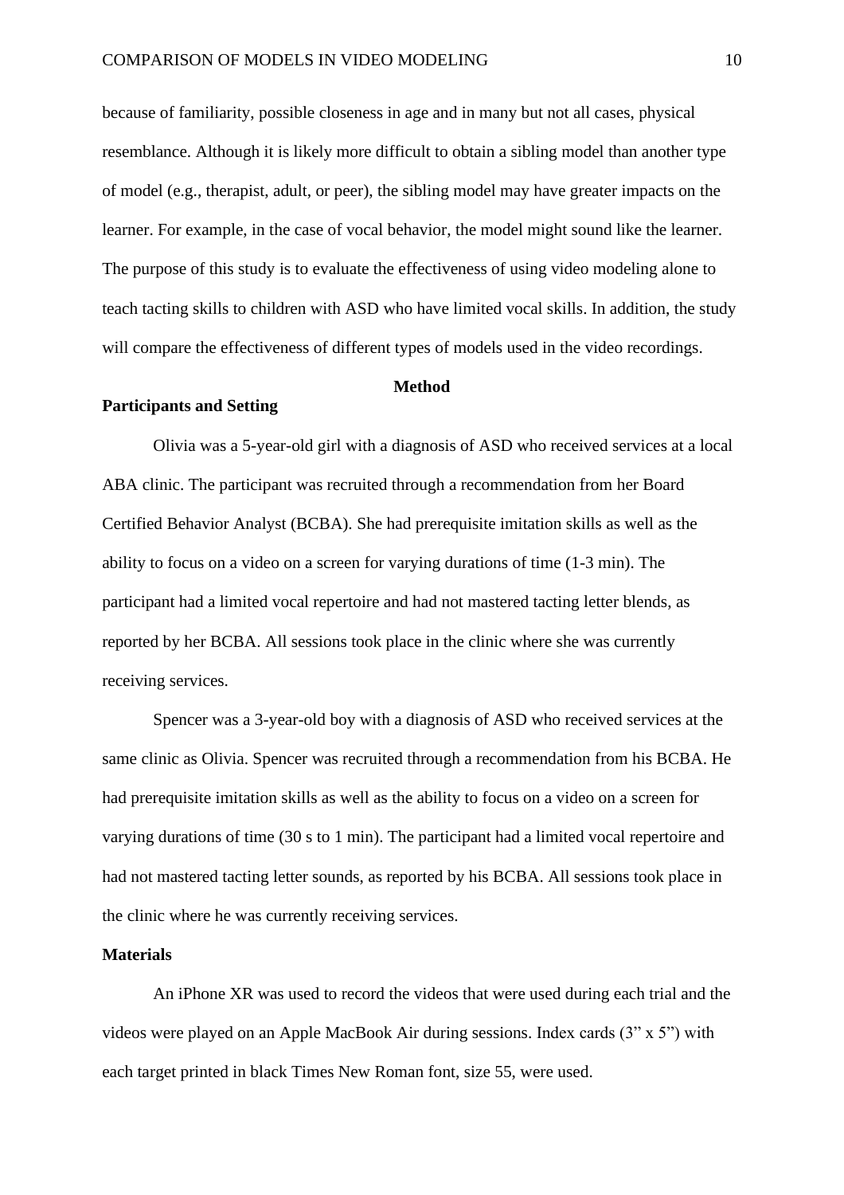because of familiarity, possible closeness in age and in many but not all cases, physical resemblance. Although it is likely more difficult to obtain a sibling model than another type of model (e.g., therapist, adult, or peer), the sibling model may have greater impacts on the learner. For example, in the case of vocal behavior, the model might sound like the learner. The purpose of this study is to evaluate the effectiveness of using video modeling alone to teach tacting skills to children with ASD who have limited vocal skills. In addition, the study will compare the effectiveness of different types of models used in the video recordings.

# Method

## Participants and Setting

Olivia was a 5-year-old girl with a diagnosis of ASD who received services at a local ABA clinic. The participant was recruited through a recommendation from her Board Certified Behavior Analyst (BCBA). She had prerequisite imitation skills as well as the ability to focus on a video on a screen for varying durations of time (1-3 min). The participant had a limited vocal repertoire and had not mastered tacting letter blends, as reported by her BCBA. All sessions took place in the clinic where she was currently receiving services.

Spencer was a 3-year-old boy with a diagnosis of ASD who received services at the same clinic as Olivia. Spencer was recruited through a recommendation from his BCBA. He had prerequisite imitation skills as well as the ability to focus on a video on a screen for varying durations of time (30 s to 1 min). The participant had a limited vocal repertoire and had not mastered tacting letter sounds, as reported by his BCBA. All sessions took place in the clinic where he was currently receiving services.

## Materials

An iPhone XR was used to record the videos that were used during each trial and the videos were played on an Apple MacBook Air during sessions. Index cards (3” x 5”) with each target printed in black Times New Roman font, size 55, were used.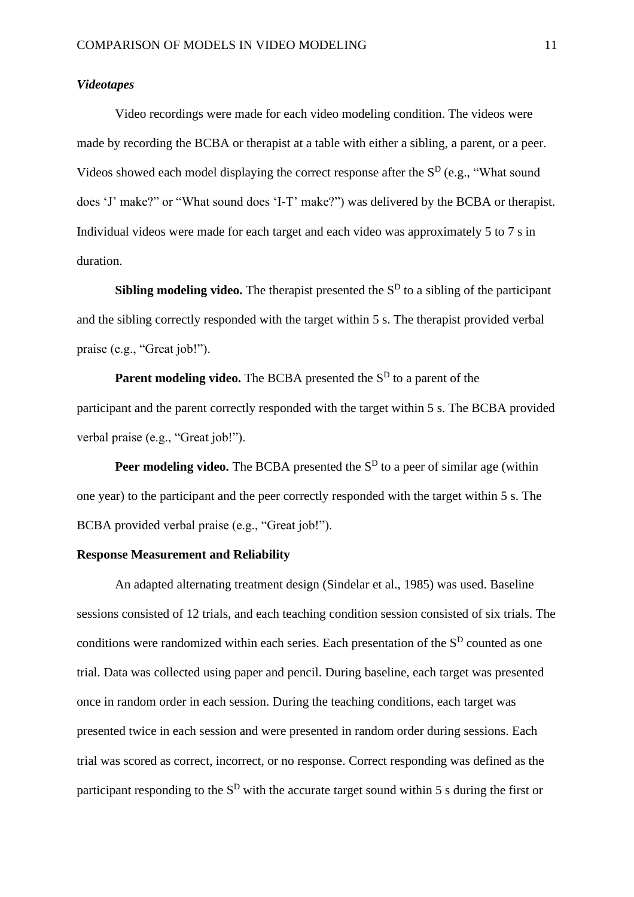### *Videotapes*

Video recordings were made for each video modeling condition. The videos were made by recording the BCBA or therapist at a table with either a sibling, a parent, or a peer. Videos showed each model displaying the correct response after the $S^D$ (e.g., "What sound does 'J' make?" or "What sound does 'I-T' make?") was delivered by the BCBA or therapist. Individual videos were made for each target and each video was approximately 5 to 7 s in duration.

**Sibling modeling video.** The therapist presented the $S^D$ to a sibling of the participant and the sibling correctly responded with the target within 5 s. The therapist provided verbal praise (e.g., "Great job!").

**Parent modeling video.** The BCBA presented the $S^D$ to a parent of the participant and the parent correctly responded with the target within 5 s. The BCBA provided verbal praise (e.g., "Great job!").

**Peer modeling video.** The BCBA presented the $S^D$ to a peer of similar age (within one year) to the participant and the peer correctly responded with the target within 5 s. The BCBA provided verbal praise (e.g., "Great job!").

## Response Measurement and Reliability

An adapted alternating treatment design (Sindelar et al., 1985) was used. Baseline sessions consisted of 12 trials, and each teaching condition session consisted of six trials. The conditions were randomized within each series. Each presentation of the $S^D$ counted as one trial. Data was collected using paper and pencil. During baseline, each target was presented once in random order in each session. During the teaching conditions, each target was presented twice in each session and were presented in random order during sessions. Each trial was scored as correct, incorrect, or no response. Correct responding was defined as the participant responding to the $S^D$ with the accurate target sound within 5 s during the first or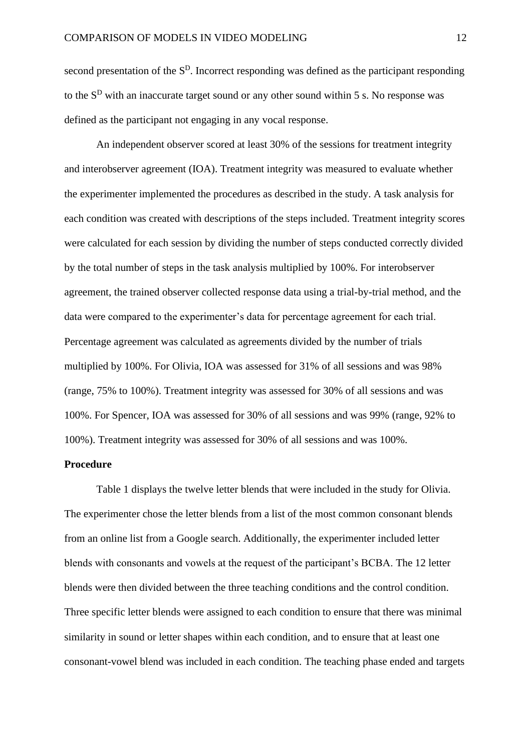second presentation of the $S^D$. Incorrect responding was defined as the participant responding to the $S^D$ with an inaccurate target sound or any other sound within 5 s. No response was defined as the participant not engaging in any vocal response.

An independent observer scored at least 30% of the sessions for treatment integrity and interobserver agreement (IOA). Treatment integrity was measured to evaluate whether the experimenter implemented the procedures as described in the study. A task analysis for each condition was created with descriptions of the steps included. Treatment integrity scores were calculated for each session by dividing the number of steps conducted correctly divided by the total number of steps in the task analysis multiplied by 100%. For interobserver agreement, the trained observer collected response data using a trial-by-trial method, and the data were compared to the experimenter's data for percentage agreement for each trial. Percentage agreement was calculated as agreements divided by the number of trials multiplied by 100%. For Olivia, IOA was assessed for 31% of all sessions and was 98% (range, 75% to 100%). Treatment integrity was assessed for 30% of all sessions and was 100%. For Spencer, IOA was assessed for 30% of all sessions and was 99% (range, 92% to 100%). Treatment integrity was assessed for 30% of all sessions and was 100%.

**Procedure**

Table 1 displays the twelve letter blends that were included in the study for Olivia. The experimenter chose the letter blends from a list of the most common consonant blends from an online list from a Google search. Additionally, the experimenter included letter blends with consonants and vowels at the request of the participant's BCBA. The 12 letter blends were then divided between the three teaching conditions and the control condition. Three specific letter blends were assigned to each condition to ensure that there was minimal similarity in sound or letter shapes within each condition, and to ensure that at least one consonant-vowel blend was included in each condition. The teaching phase ended and targets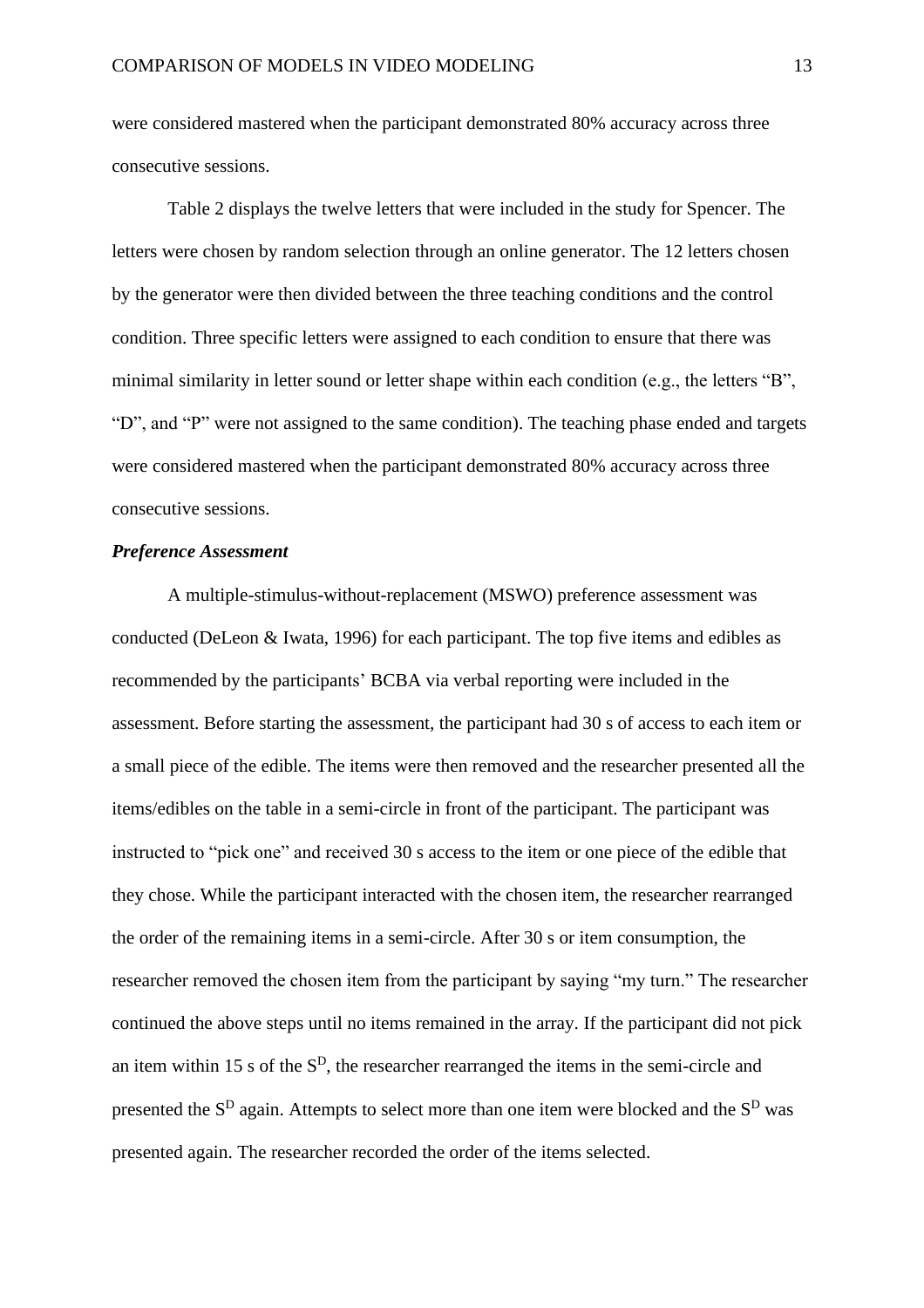were considered mastered when the participant demonstrated 80% accuracy across three consecutive sessions.

Table 2 displays the twelve letters that were included in the study for Spencer. The letters were chosen by random selection through an online generator. The 12 letters chosen by the generator were then divided between the three teaching conditions and the control condition. Three specific letters were assigned to each condition to ensure that there was minimal similarity in letter sound or letter shape within each condition (e.g., the letters "B", "D", and "P" were not assigned to the same condition). The teaching phase ended and targets were considered mastered when the participant demonstrated 80% accuracy across three consecutive sessions.

***Preference Assessment***

A multiple-stimulus-without-replacement (MSWO) preference assessment was conducted (DeLeon & Iwata, 1996) for each participant. The top five items and edibles as recommended by the participants' BCBA via verbal reporting were included in the assessment. Before starting the assessment, the participant had 30 s of access to each item or a small piece of the edible. The items were then removed and the researcher presented all the items/edibles on the table in a semi-circle in front of the participant. The participant was instructed to "pick one" and received 30 s access to the item or one piece of the edible that they chose. While the participant interacted with the chosen item, the researcher rearranged the order of the remaining items in a semi-circle. After 30 s or item consumption, the researcher removed the chosen item from the participant by saying "my turn." The researcher continued the above steps until no items remained in the array. If the participant did not pick an item within 15 s of the $S^D$, the researcher rearranged the items in the semi-circle and presented the $S^D$ again. Attempts to select more than one item were blocked and the $S^D$ was presented again. The researcher recorded the order of the items selected.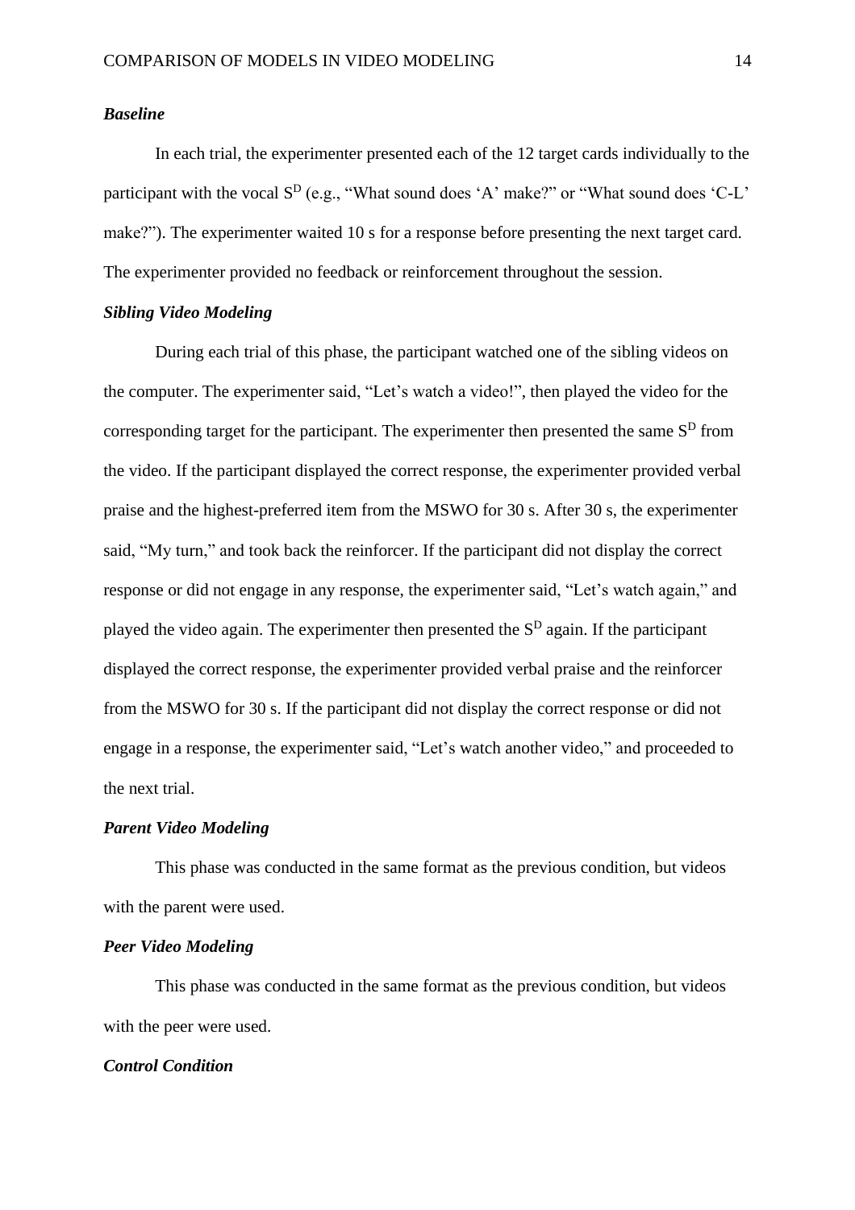### *Baseline*

In each trial, the experimenter presented each of the 12 target cards individually to the participant with the vocal $S^D$ (e.g., "What sound does 'A' make?" or "What sound does 'C-L' make?"). The experimenter waited 10 s for a response before presenting the next target card. The experimenter provided no feedback or reinforcement throughout the session.

### *Sibling Video Modeling*

During each trial of this phase, the participant watched one of the sibling videos on the computer. The experimenter said, "Let's watch a video!", then played the video for the corresponding target for the participant. The experimenter then presented the same $S^D$ from the video. If the participant displayed the correct response, the experimenter provided verbal praise and the highest-preferred item from the MSWO for 30 s. After 30 s, the experimenter said, "My turn," and took back the reinforcer. If the participant did not display the correct response or did not engage in any response, the experimenter said, "Let's watch again," and played the video again. The experimenter then presented the $S^D$ again. If the participant displayed the correct response, the experimenter provided verbal praise and the reinforcer from the MSWO for 30 s. If the participant did not display the correct response or did not engage in a response, the experimenter said, "Let's watch another video," and proceeded to the next trial.

### *Parent Video Modeling*

This phase was conducted in the same format as the previous condition, but videos with the parent were used.

### *Peer Video Modeling*

This phase was conducted in the same format as the previous condition, but videos with the peer were used.

### *Control Condition*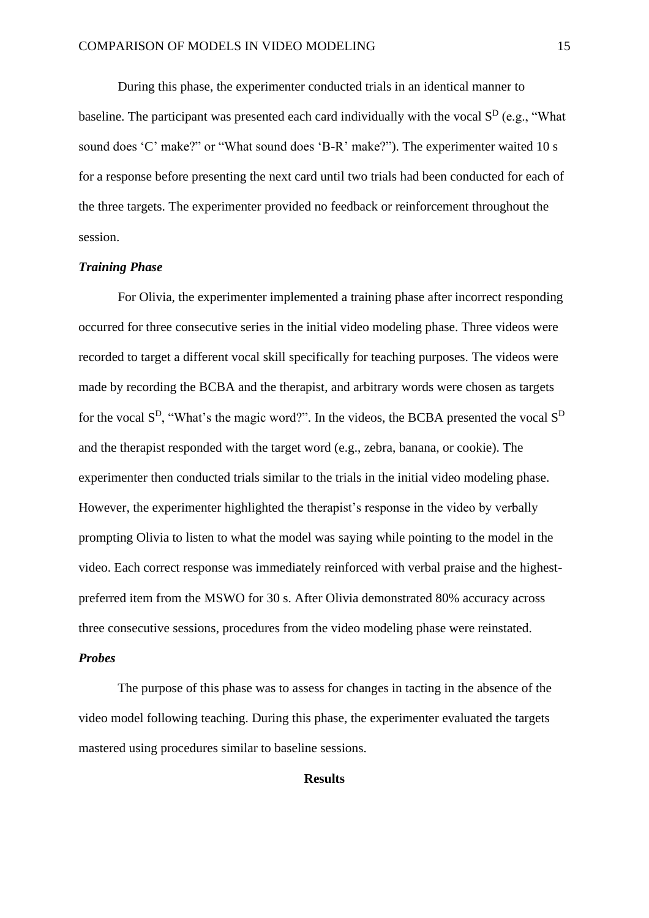During this phase, the experimenter conducted trials in an identical manner to baseline. The participant was presented each card individually with the vocal $S^D$ (e.g., "What sound does 'C' make?" or "What sound does 'B-R' make?"). The experimenter waited 10 s for a response before presenting the next card until two trials had been conducted for each of the three targets. The experimenter provided no feedback or reinforcement throughout the session.

***Training Phase***

For Olivia, the experimenter implemented a training phase after incorrect responding occurred for three consecutive series in the initial video modeling phase. Three videos were recorded to target a different vocal skill specifically for teaching purposes. The videos were made by recording the BCBA and the therapist, and arbitrary words were chosen as targets for the vocal $S^D$, "What's the magic word?". In the videos, the BCBA presented the vocal $S^D$ and the therapist responded with the target word (e.g., zebra, banana, or cookie). The experimenter then conducted trials similar to the trials in the initial video modeling phase. However, the experimenter highlighted the therapist's response in the video by verbally prompting Olivia to listen to what the model was saying while pointing to the model in the video. Each correct response was immediately reinforced with verbal praise and the highest-preferred item from the MSWO for 30 s. After Olivia demonstrated 80% accuracy across three consecutive sessions, procedures from the video modeling phase were reinstated.

***Probes***

The purpose of this phase was to assess for changes in tacting in the absence of the video model following teaching. During this phase, the experimenter evaluated the targets mastered using procedures similar to baseline sessions.

## Results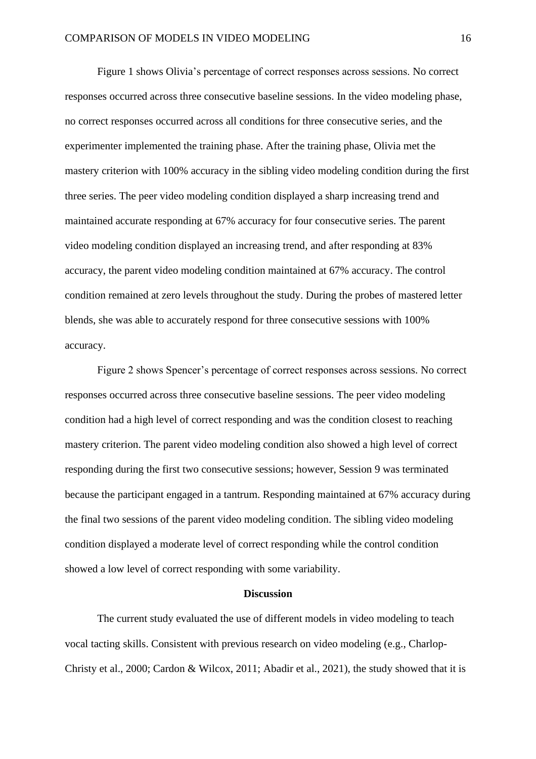Figure 1 shows Olivia's percentage of correct responses across sessions. No correct responses occurred across three consecutive baseline sessions. In the video modeling phase, no correct responses occurred across all conditions for three consecutive series, and the experimenter implemented the training phase. After the training phase, Olivia met the mastery criterion with 100% accuracy in the sibling video modeling condition during the first three series. The peer video modeling condition displayed a sharp increasing trend and maintained accurate responding at 67% accuracy for four consecutive series. The parent video modeling condition displayed an increasing trend, and after responding at 83% accuracy, the parent video modeling condition maintained at 67% accuracy. The control condition remained at zero levels throughout the study. During the probes of mastered letter blends, she was able to accurately respond for three consecutive sessions with 100% accuracy.

Figure 2 shows Spencer's percentage of correct responses across sessions. No correct responses occurred across three consecutive baseline sessions. The peer video modeling condition had a high level of correct responding and was the condition closest to reaching mastery criterion. The parent video modeling condition also showed a high level of correct responding during the first two consecutive sessions; however, Session 9 was terminated because the participant engaged in a tantrum. Responding maintained at 67% accuracy during the final two sessions of the parent video modeling condition. The sibling video modeling condition displayed a moderate level of correct responding while the control condition showed a low level of correct responding with some variability.

## Discussion

The current study evaluated the use of different models in video modeling to teach vocal tacting skills. Consistent with previous research on video modeling (e.g., Charlop-Christy et al., 2000; Cardon & Wilcox, 2011; Abadir et al., 2021), the study showed that it is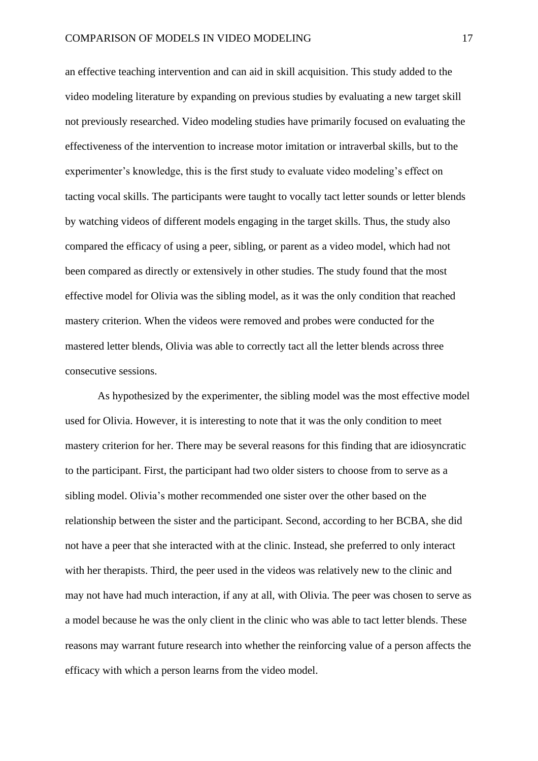an effective teaching intervention and can aid in skill acquisition. This study added to the video modeling literature by expanding on previous studies by evaluating a new target skill not previously researched. Video modeling studies have primarily focused on evaluating the effectiveness of the intervention to increase motor imitation or intraverbal skills, but to the experimenter's knowledge, this is the first study to evaluate video modeling's effect on tacting vocal skills. The participants were taught to vocally tact letter sounds or letter blends by watching videos of different models engaging in the target skills. Thus, the study also compared the efficacy of using a peer, sibling, or parent as a video model, which had not been compared as directly or extensively in other studies. The study found that the most effective model for Olivia was the sibling model, as it was the only condition that reached mastery criterion. When the videos were removed and probes were conducted for the mastered letter blends, Olivia was able to correctly tact all the letter blends across three consecutive sessions.

As hypothesized by the experimenter, the sibling model was the most effective model used for Olivia. However, it is interesting to note that it was the only condition to meet mastery criterion for her. There may be several reasons for this finding that are idiosyncratic to the participant. First, the participant had two older sisters to choose from to serve as a sibling model. Olivia's mother recommended one sister over the other based on the relationship between the sister and the participant. Second, according to her BCBA, she did not have a peer that she interacted with at the clinic. Instead, she preferred to only interact with her therapists. Third, the peer used in the videos was relatively new to the clinic and may not have had much interaction, if any at all, with Olivia. The peer was chosen to serve as a model because he was the only client in the clinic who was able to tact letter blends. These reasons may warrant future research into whether the reinforcing value of a person affects the efficacy with which a person learns from the video model.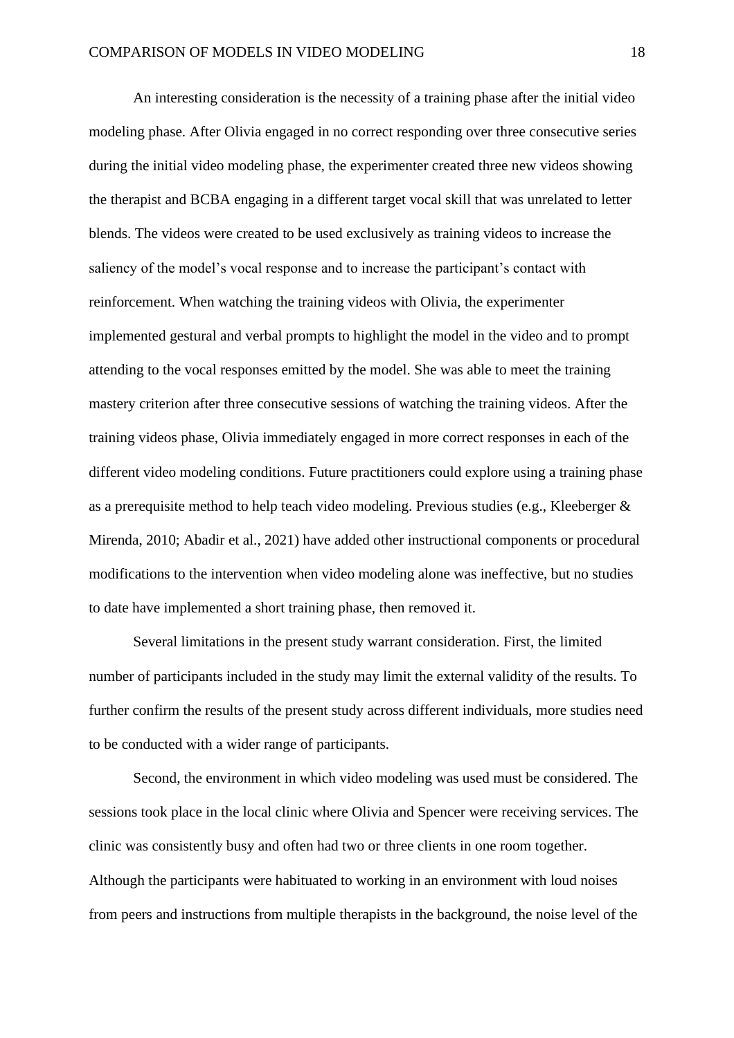An interesting consideration is the necessity of a training phase after the initial video modeling phase. After Olivia engaged in no correct responding over three consecutive series during the initial video modeling phase, the experimenter created three new videos showing the therapist and BCBA engaging in a different target vocal skill that was unrelated to letter blends. The videos were created to be used exclusively as training videos to increase the saliency of the model's vocal response and to increase the participant's contact with reinforcement. When watching the training videos with Olivia, the experimenter implemented gestural and verbal prompts to highlight the model in the video and to prompt attending to the vocal responses emitted by the model. She was able to meet the training mastery criterion after three consecutive sessions of watching the training videos. After the training videos phase, Olivia immediately engaged in more correct responses in each of the different video modeling conditions. Future practitioners could explore using a training phase as a prerequisite method to help teach video modeling. Previous studies (e.g., Kleeberger & Mirenda, 2010; Abadir et al., 2021) have added other instructional components or procedural modifications to the intervention when video modeling alone was ineffective, but no studies to date have implemented a short training phase, then removed it.

Several limitations in the present study warrant consideration. First, the limited number of participants included in the study may limit the external validity of the results. To further confirm the results of the present study across different individuals, more studies need to be conducted with a wider range of participants.

Second, the environment in which video modeling was used must be considered. The sessions took place in the local clinic where Olivia and Spencer were receiving services. The clinic was consistently busy and often had two or three clients in one room together. Although the participants were habituated to working in an environment with loud noises from peers and instructions from multiple therapists in the background, the noise level of the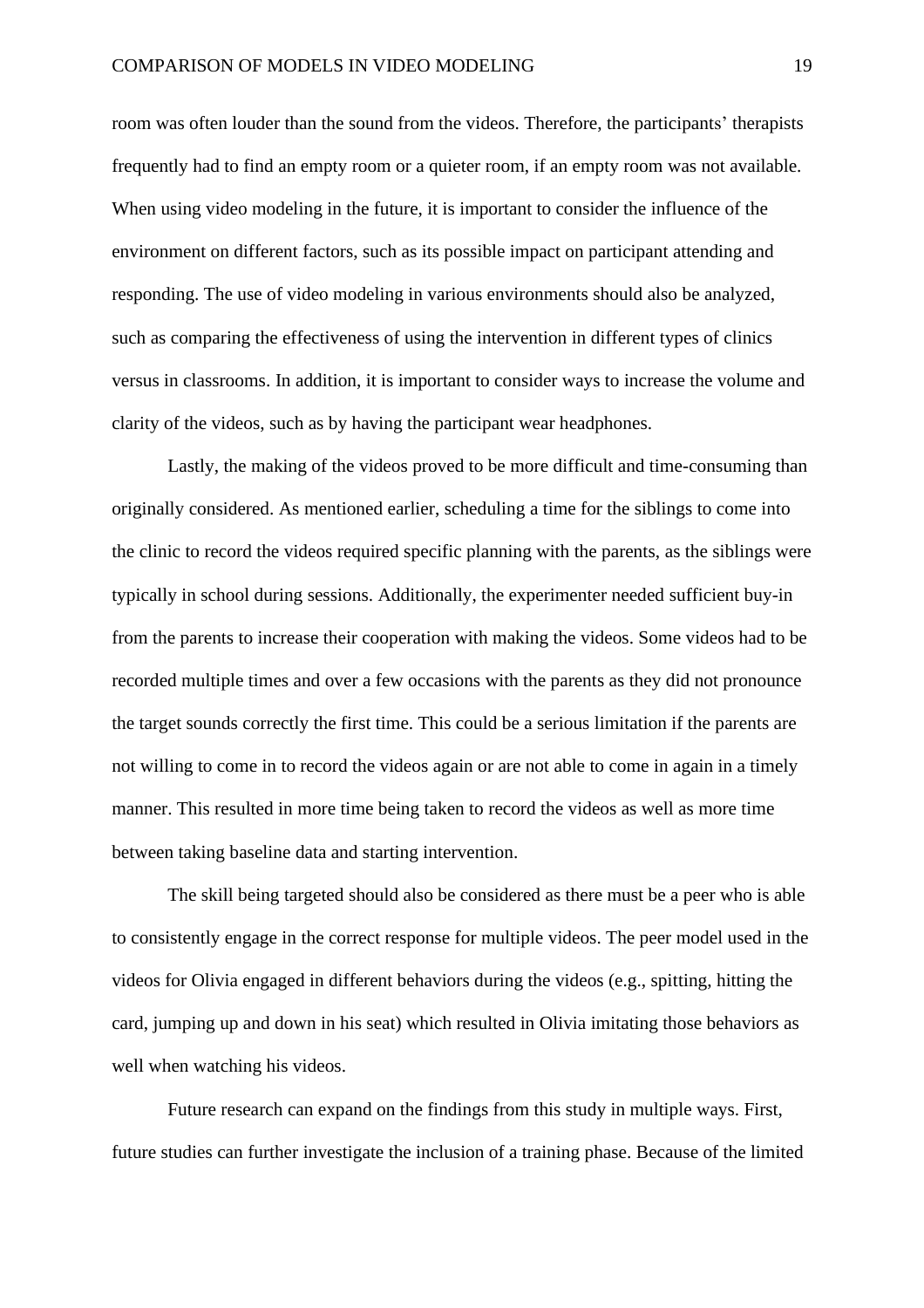room was often louder than the sound from the videos. Therefore, the participants' therapists frequently had to find an empty room or a quieter room, if an empty room was not available. When using video modeling in the future, it is important to consider the influence of the environment on different factors, such as its possible impact on participant attending and responding. The use of video modeling in various environments should also be analyzed, such as comparing the effectiveness of using the intervention in different types of clinics versus in classrooms. In addition, it is important to consider ways to increase the volume and clarity of the videos, such as by having the participant wear headphones.

Lastly, the making of the videos proved to be more difficult and time-consuming than originally considered. As mentioned earlier, scheduling a time for the siblings to come into the clinic to record the videos required specific planning with the parents, as the siblings were typically in school during sessions. Additionally, the experimenter needed sufficient buy-in from the parents to increase their cooperation with making the videos. Some videos had to be recorded multiple times and over a few occasions with the parents as they did not pronounce the target sounds correctly the first time. This could be a serious limitation if the parents are not willing to come in to record the videos again or are not able to come in again in a timely manner. This resulted in more time being taken to record the videos as well as more time between taking baseline data and starting intervention.

The skill being targeted should also be considered as there must be a peer who is able to consistently engage in the correct response for multiple videos. The peer model used in the videos for Olivia engaged in different behaviors during the videos (e.g., spitting, hitting the card, jumping up and down in his seat) which resulted in Olivia imitating those behaviors as well when watching his videos.

Future research can expand on the findings from this study in multiple ways. First, future studies can further investigate the inclusion of a training phase. Because of the limited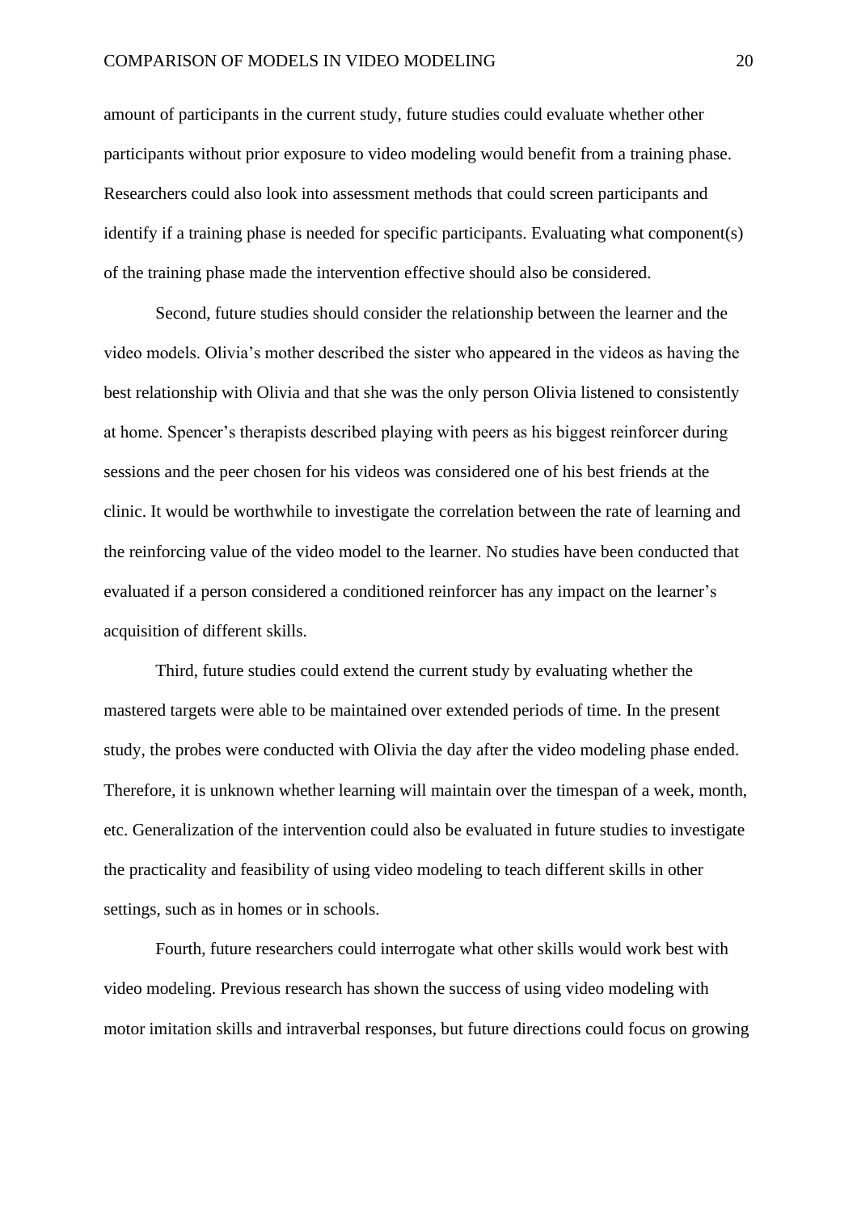amount of participants in the current study, future studies could evaluate whether other participants without prior exposure to video modeling would benefit from a training phase. Researchers could also look into assessment methods that could screen participants and identify if a training phase is needed for specific participants. Evaluating what component(s) of the training phase made the intervention effective should also be considered.

Second, future studies should consider the relationship between the learner and the video models. Olivia's mother described the sister who appeared in the videos as having the best relationship with Olivia and that she was the only person Olivia listened to consistently at home. Spencer's therapists described playing with peers as his biggest reinforcer during sessions and the peer chosen for his videos was considered one of his best friends at the clinic. It would be worthwhile to investigate the correlation between the rate of learning and the reinforcing value of the video model to the learner. No studies have been conducted that evaluated if a person considered a conditioned reinforcer has any impact on the learner's acquisition of different skills.

Third, future studies could extend the current study by evaluating whether the mastered targets were able to be maintained over extended periods of time. In the present study, the probes were conducted with Olivia the day after the video modeling phase ended. Therefore, it is unknown whether learning will maintain over the timespan of a week, month, etc. Generalization of the intervention could also be evaluated in future studies to investigate the practicality and feasibility of using video modeling to teach different skills in other settings, such as in homes or in schools.

Fourth, future researchers could interrogate what other skills would work best with video modeling. Previous research has shown the success of using video modeling with motor imitation skills and intraverbal responses, but future directions could focus on growing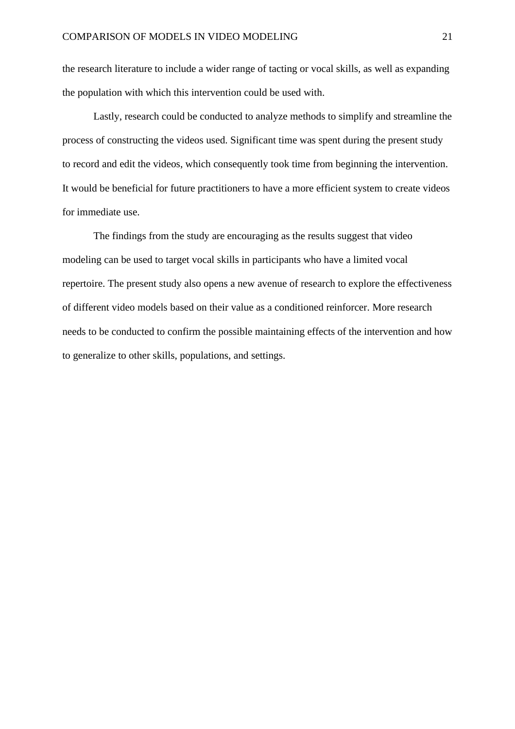the research literature to include a wider range of tacting or vocal skills, as well as expanding the population with which this intervention could be used with.

Lastly, research could be conducted to analyze methods to simplify and streamline the process of constructing the videos used. Significant time was spent during the present study to record and edit the videos, which consequently took time from beginning the intervention. It would be beneficial for future practitioners to have a more efficient system to create videos for immediate use.

The findings from the study are encouraging as the results suggest that video modeling can be used to target vocal skills in participants who have a limited vocal repertoire. The present study also opens a new avenue of research to explore the effectiveness of different video models based on their value as a conditioned reinforcer. More research needs to be conducted to confirm the possible maintaining effects of the intervention and how to generalize to other skills, populations, and settings.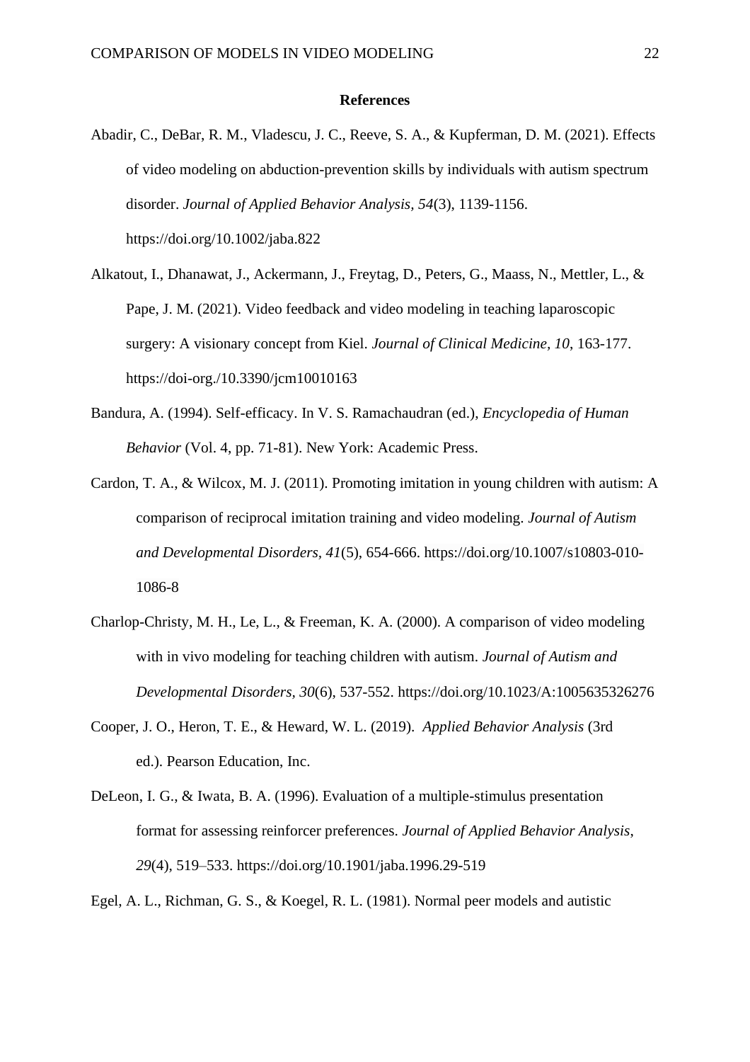## References

Abadir, C., DeBar, R. M., Vladescu, J. C., Reeve, S. A., & Kupferman, D. M. (2021). Effects of video modeling on abduction-prevention skills by individuals with autism spectrum disorder. *Journal of Applied Behavior Analysis, 54*(3), 1139-1156. https://doi.org/10.1002/jaba.822

Alkatout, I., Dhanawat, J., Ackermann, J., Freytag, D., Peters, G., Maass, N., Mettler, L., & Pape, J. M. (2021). Video feedback and video modeling in teaching laparoscopic surgery: A visionary concept from Kiel. *Journal of Clinical Medicine, 10*, 163-177. https://doi-org./10.3390/jcm10010163

Bandura, A. (1994). Self-efficacy. In V. S. Ramachaudran (ed.), *Encyclopedia of Human Behavior* (Vol. 4, pp. 71-81). New York: Academic Press.

Cardon, T. A., & Wilcox, M. J. (2011). Promoting imitation in young children with autism: A comparison of reciprocal imitation training and video modeling. *Journal of Autism and Developmental Disorders, 41*(5), 654-666. https://doi.org/10.1007/s10803-010-1086-8

Charlop-Christy, M. H., Le, L., & Freeman, K. A. (2000). A comparison of video modeling with in vivo modeling for teaching children with autism. *Journal of Autism and Developmental Disorders, 30*(6), 537-552. https://doi.org/10.1023/A:1005635326276

Cooper, J. O., Heron, T. E., & Heward, W. L. (2019). *Applied Behavior Analysis* (3rd ed.). Pearson Education, Inc.

DeLeon, I. G., & Iwata, B. A. (1996). Evaluation of a multiple-stimulus presentation format for assessing reinforcer preferences. *Journal of Applied Behavior Analysis, 29*(4), 519–533. https://doi.org/10.1901/jaba.1996.29-519

Egel, A. L., Richman, G. S., & Koegel, R. L. (1981). Normal peer models and autistic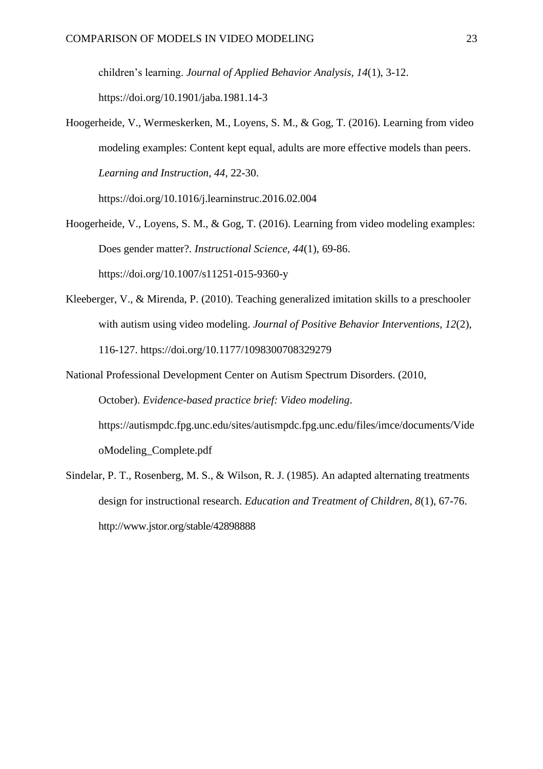children's learning. *Journal of Applied Behavior Analysis, 14*(1), 3-12. https://doi.org/10.1901/jaba.1981.14-3

Hoogerheide, V., Wermeskerken, M., Loyens, S. M., & Gog, T. (2016). Learning from video modeling examples: Content kept equal, adults are more effective models than peers. *Learning and Instruction, 44*, 22-30. https://doi.org/10.1016/j.learninstruc.2016.02.004

Hoogerheide, V., Loyens, S. M., & Gog, T. (2016). Learning from video modeling examples: Does gender matter?. *Instructional Science*, *44*(1), 69-86. https://doi.org/10.1007/s11251-015-9360-y

Kleeberger, V., & Mirenda, P. (2010). Teaching generalized imitation skills to a preschooler with autism using video modeling. *Journal of Positive Behavior Interventions, 12*(2), 116-127. https://doi.org/10.1177/1098300708329279

National Professional Development Center on Autism Spectrum Disorders. (2010, October). *Evidence-based practice brief: Video modeling*. https://autismpdc.fpg.unc.edu/sites/autismpdc.fpg.unc.edu/files/imce/documents/VideoModeling_Complete.pdf

Sindelar, P. T., Rosenberg, M. S., & Wilson, R. J. (1985). An adapted alternating treatments design for instructional research. *Education and Treatment of Children*, *8*(1), 67-76. http://www.jstor.org/stable/42898888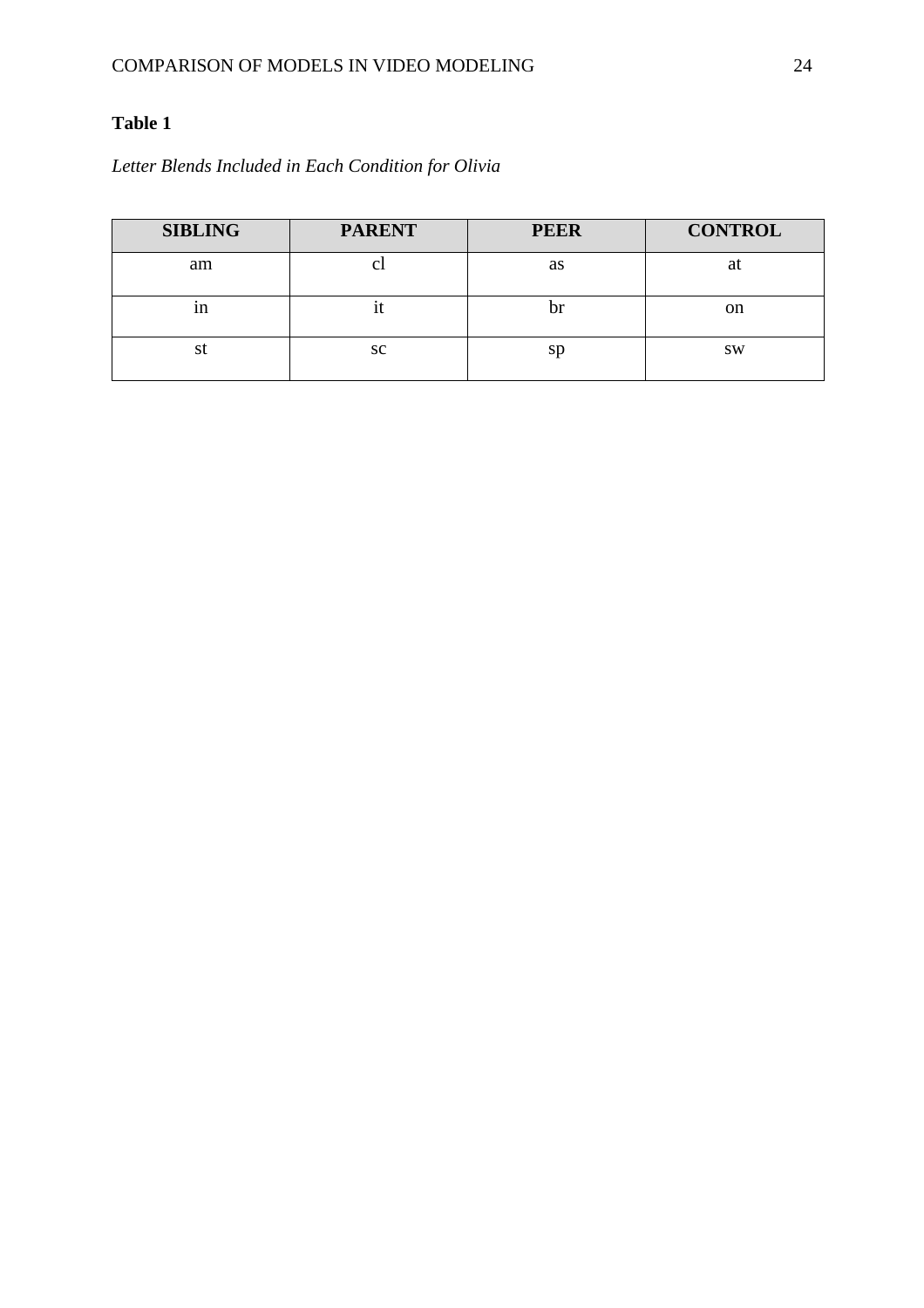**Table 1**

*Letter Blends Included in Each Condition for Olivia*

| SIBLING | PARENT | PEER | CONTROL |
| --- | --- | --- | --- |
| am | cl | as | at |
| in | it | br | on |
| st | sc | sp | sw |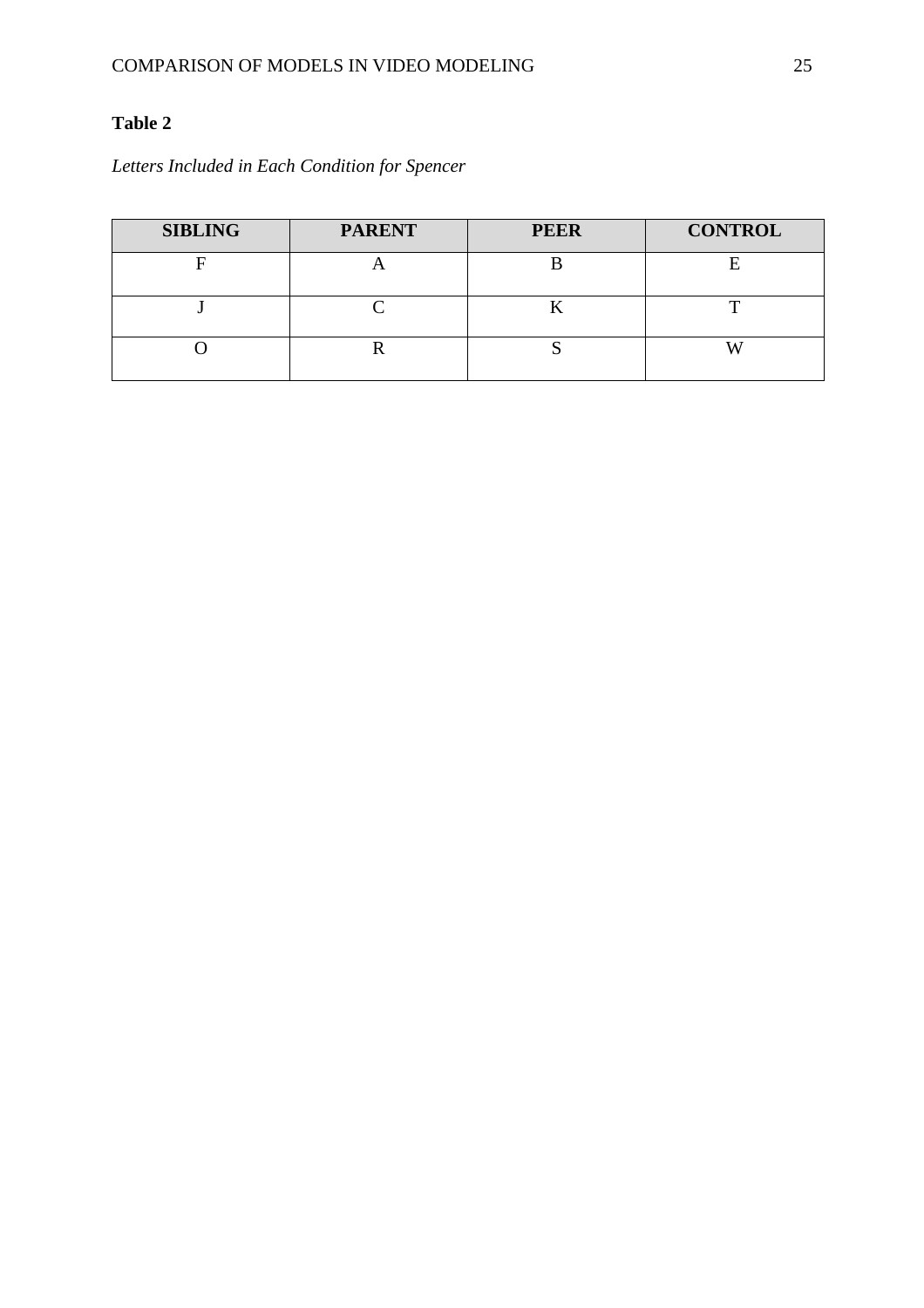**Table 2**

*Letters Included in Each Condition for Spencer*

| SIBLING | PARENT | PEER | CONTROL |
|---|---|---|---|
| F | A | B | E |
| J | C | K | T |
| O | R | S | W |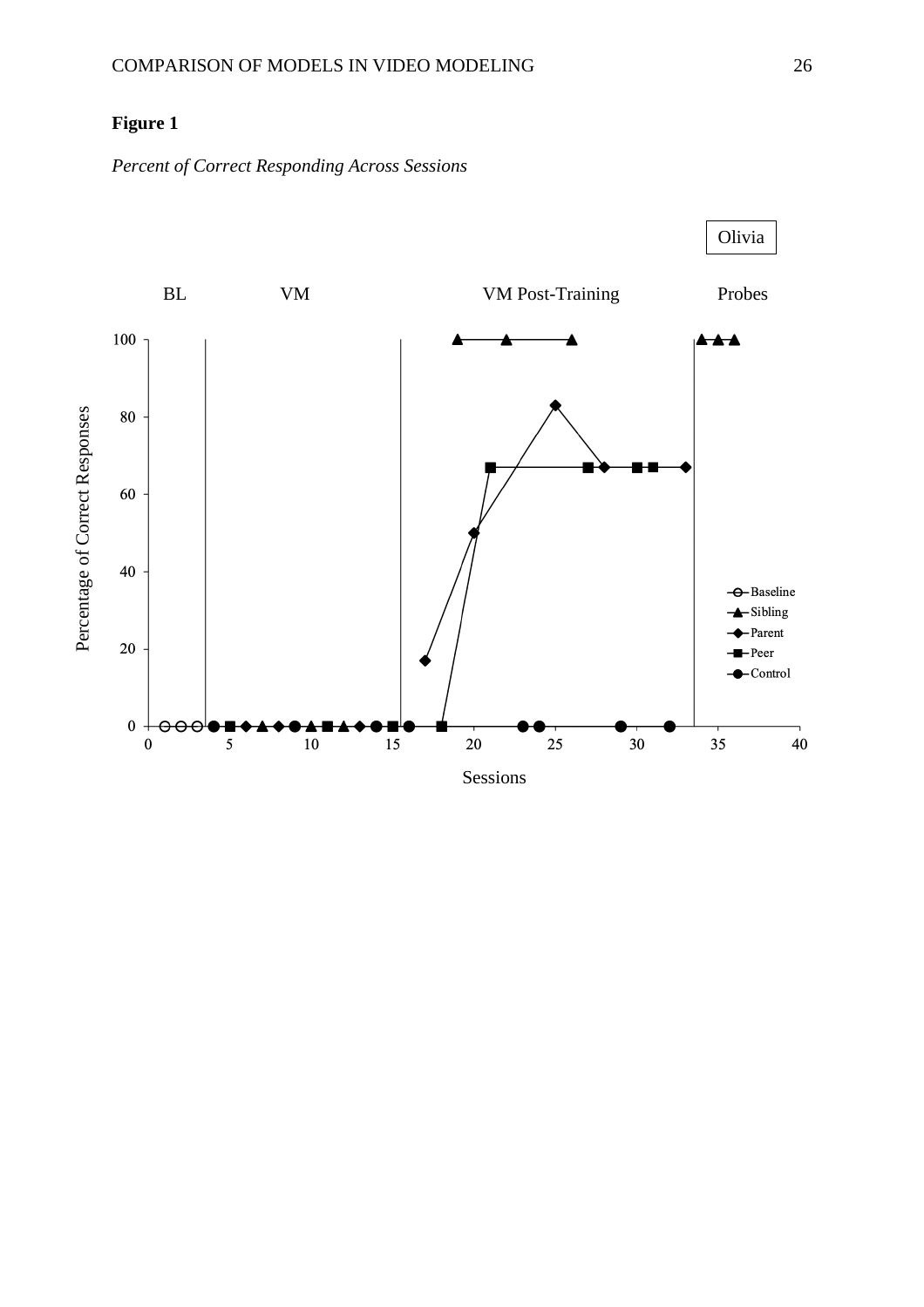**Figure 1**

*Percent of Correct Responding Across Sessions*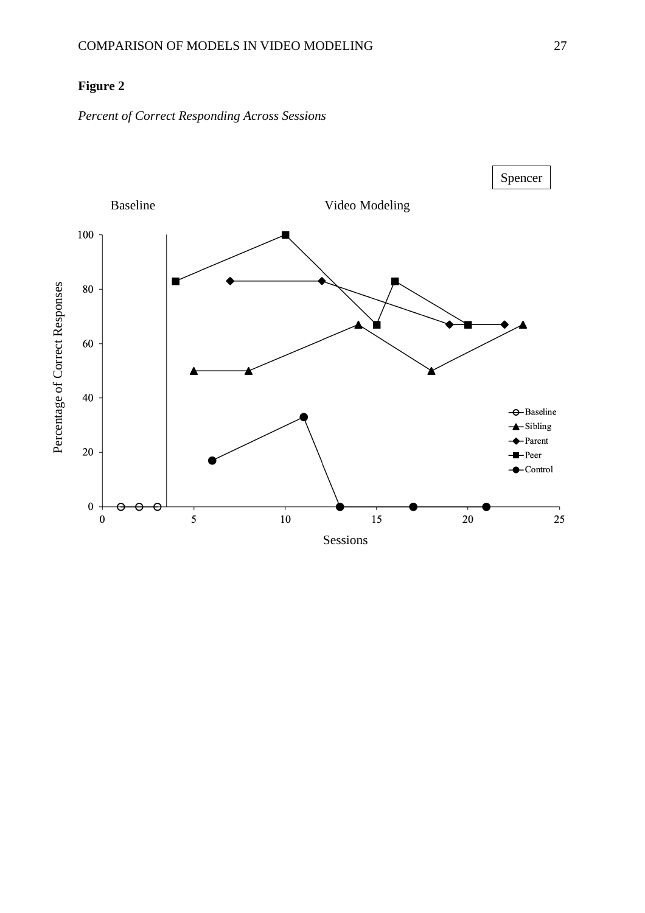**Figure 2**

*Percent of Correct Responding Across Sessions*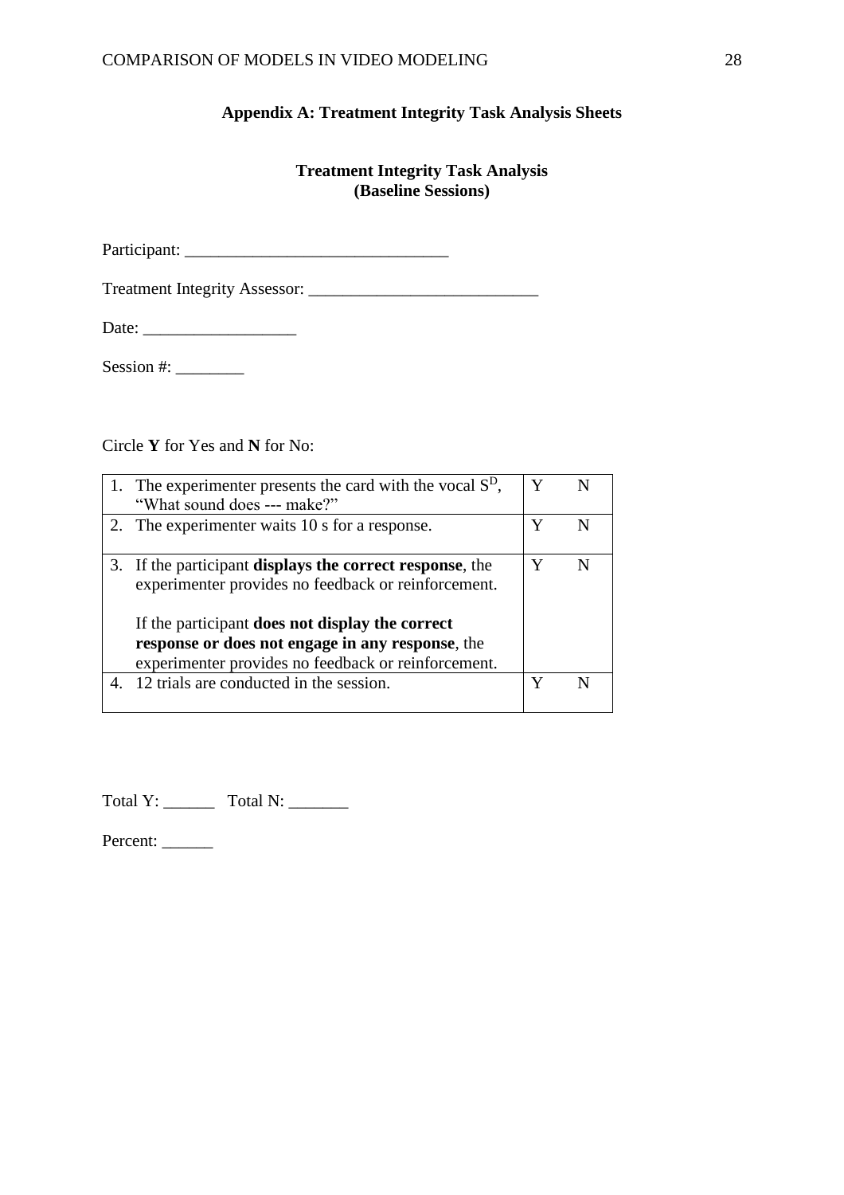## Appendix A: Treatment Integrity Task Analysis Sheets

### Treatment Integrity Task Analysis
### (Baseline Sessions)

Participant: ______________________________

Treatment Integrity Assessor: ___________________________

Date: __________________

Session #: ________

Circle **Y** for Yes and **N** for No:

| Step | Y | N |
|---|---|---|
| 1. The experimenter presents the card with the vocal $S^D$, “What sound does --- make?” | Y | N |
| 2. The experimenter waits 10 s for a response. | Y | N |
| 3. If the participant **displays the correct response**, the experimenter provides no feedback or reinforcement.<br><br>If the participant **does not display the correct response or does not engage in any response**, the experimenter provides no feedback or reinforcement. | Y | N |
| 4. 12 trials are conducted in the session. | Y | N |

Total Y: ______ Total N: _______

Percent: ______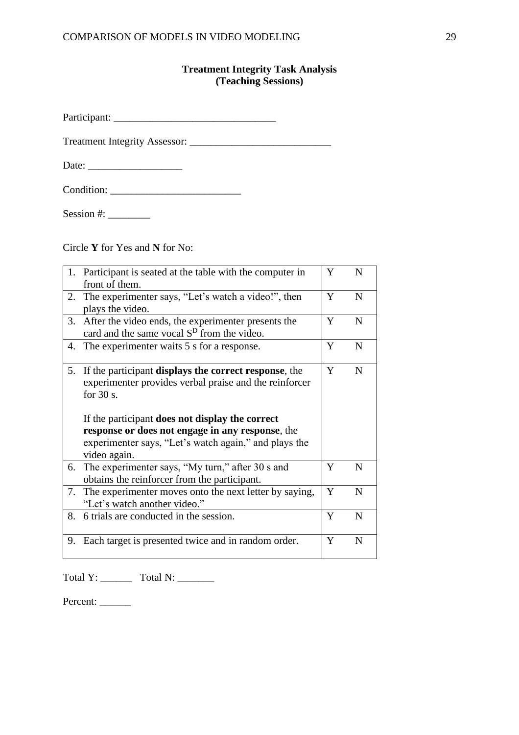**Treatment Integrity Task Analysis**
**(Teaching Sessions)**

Participant: ______________________________

Treatment Integrity Assessor: ___________________________

Date: _________________

Condition: ________________________

Session #: ________

Circle **Y** for Yes and **N** for No:

| | | |
|---|---|---|
| 1. Participant is seated at the table with the computer in front of them. | Y | N |
| 2. The experimenter says, "Let's watch a video!", then plays the video. | Y | N |
| 3. After the video ends, the experimenter presents the card and the same vocal $S^D$ from the video. | Y | N |
| 4. The experimenter waits 5 s for a response. | Y | N |
| 5. If the participant **displays the correct response**, the experimenter provides verbal praise and the reinforcer for 30 s. <br><br> If the participant **does not display the correct response or does not engage in any response**, the experimenter says, "Let's watch again," and plays the video again. | Y | N |
| 6. The experimenter says, "My turn," after 30 s and obtains the reinforcer from the participant. | Y | N |
| 7. The experimenter moves onto the next letter by saying, "Let's watch another video." | Y | N |
| 8. 6 trials are conducted in the session. | Y | N |
| 9. Each target is presented twice and in random order. | Y | N |

Total Y: ______ Total N: _______

Percent: ______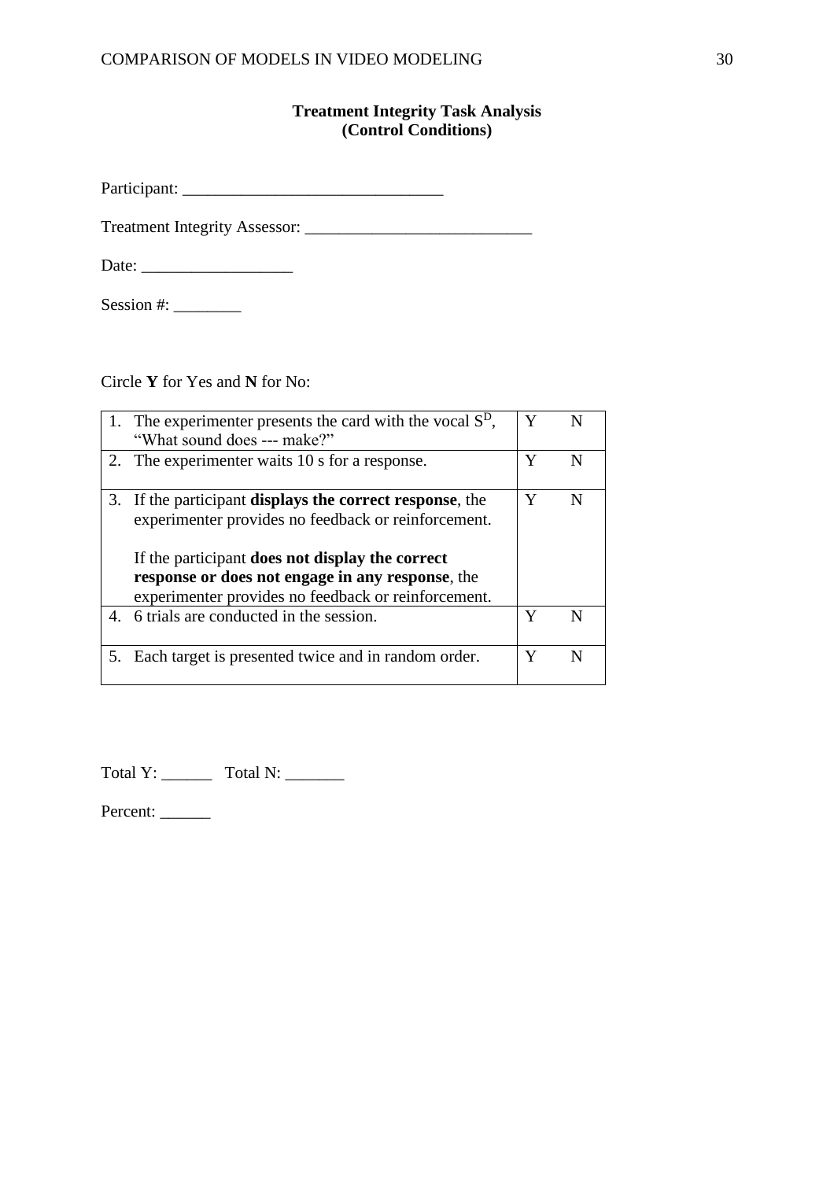**Treatment Integrity Task Analysis**
**(Control Conditions)**

Participant: ______________________________

Treatment Integrity Assessor: ___________________________

Date: _________________

Session #: ________

Circle **Y** for Yes and **N** for No:

| | | |
|---|---|---|
| 1. The experimenter presents the card with the vocal $S^D$, "What sound does --- make?" | Y | N |
| 2. The experimenter waits 10 s for a response. | Y | N |
| 3. If the participant **displays the correct response**, the experimenter provides no feedback or reinforcement.<br><br>If the participant **does not display the correct response or does not engage in any response**, the experimenter provides no feedback or reinforcement. | Y | N |
| 4. 6 trials are conducted in the session. | Y | N |
| 5. Each target is presented twice and in random order. | Y | N |

Total Y: ______ Total N: _______

Percent: ______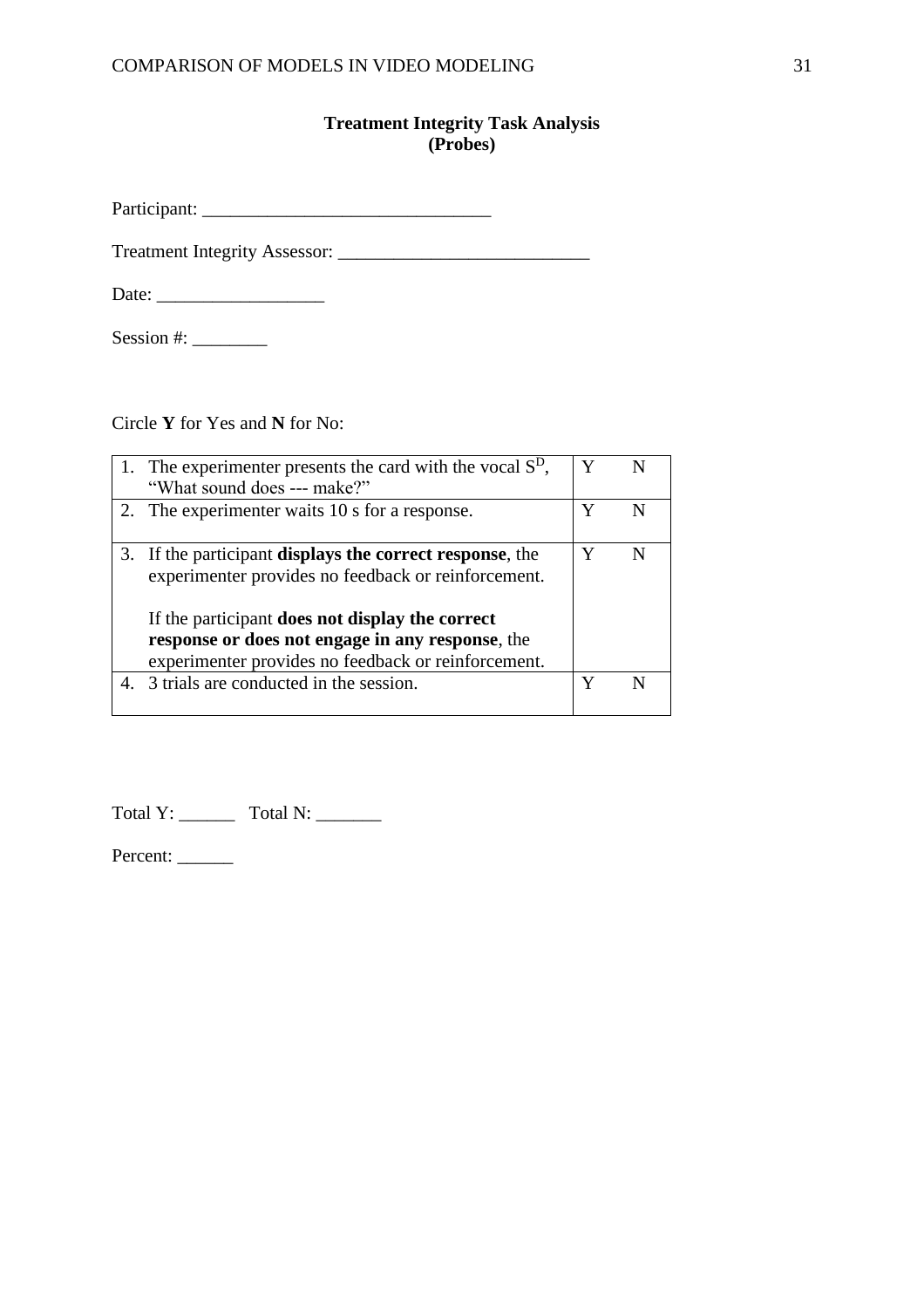**Treatment Integrity Task Analysis**
**(Probes)**

Participant: ______________________________

Treatment Integrity Assessor: ___________________________

Date: _________________

Session #: ________

Circle **Y** for Yes and **N** for No:

| | | |
|---|---|---|
| 1. The experimenter presents the card with the vocal $S^D$, "What sound does --- make?" | Y | N |
| 2. The experimenter waits 10 s for a response. | Y | N |
| 3. If the participant **displays the correct response**, the experimenter provides no feedback or reinforcement.<br><br>If the participant **does not display the correct response or does not engage in any response**, the experimenter provides no feedback or reinforcement. | Y | N |
| 4. 3 trials are conducted in the session. | Y | N |

Total Y: ______ Total N: _______

Percent: ______